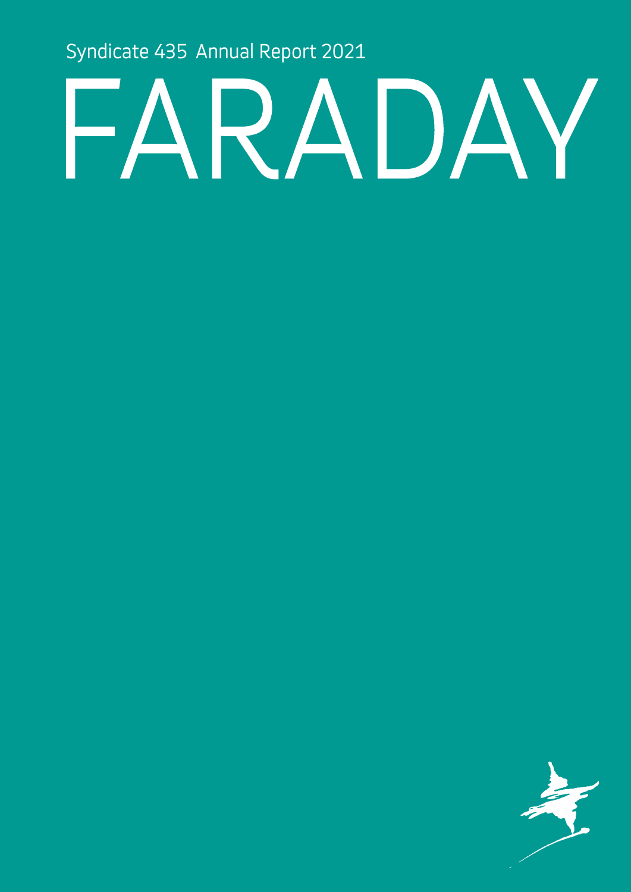Syndicate 435 Annual Report 2021

# FARADAY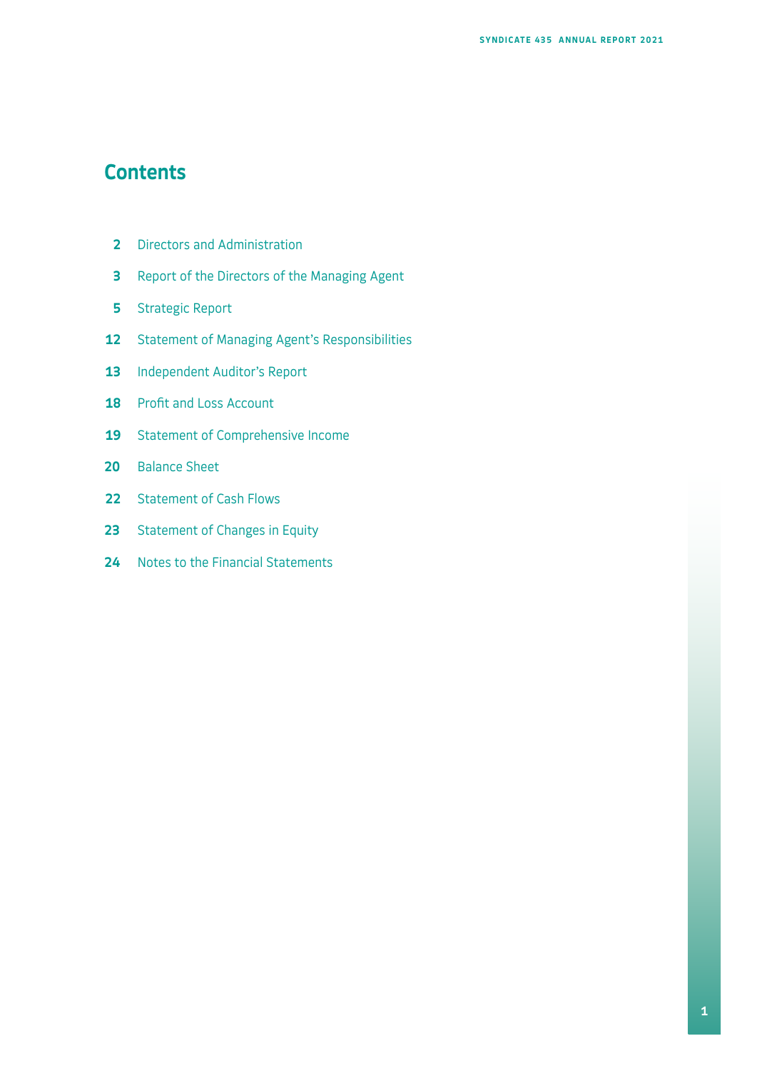# Contents

| | |
|---|---|
| **2** | Directors and Administration |
| **3** | Report of the Directors of the Managing Agent |
| **5** | Strategic Report |
| **12** | Statement of Managing Agent's Responsibilities |
| **13** | Independent Auditor's Report |
| **18** | Profit and Loss Account |
| **19** | Statement of Comprehensive Income |
| **20** | Balance Sheet |
| **22** | Statement of Cash Flows |
| **23** | Statement of Changes in Equity |
| **24** | Notes to the Financial Statements |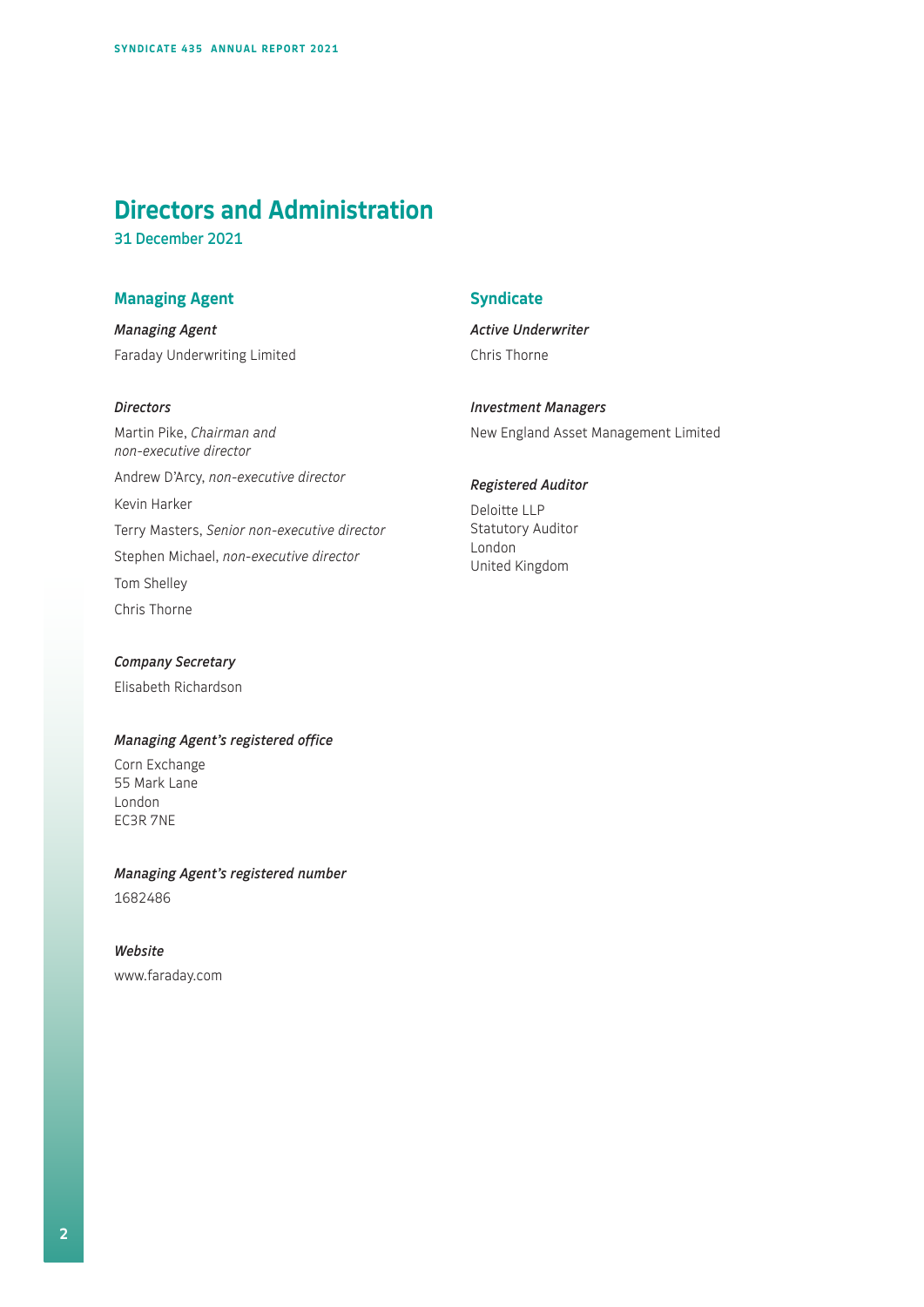# Directors and Administration

31 December 2021

## Managing Agent

***Managing Agent***

Faraday Underwriting Limited

***Directors***

Martin Pike, *Chairman and non-executive director*

Andrew D'Arcy, *non-executive director*

Kevin Harker

Terry Masters, *Senior non-executive director*

Stephen Michael, *non-executive director*

Tom Shelley

Chris Thorne

***Company Secretary***

Elisabeth Richardson

***Managing Agent's registered office***

Corn Exchange
55 Mark Lane
London
EC3R 7NE

***Managing Agent's registered number***

1682486

***Website***

www.faraday.com

## Syndicate

***Active Underwriter***

Chris Thorne

***Investment Managers***

New England Asset Management Limited

***Registered Auditor***

Deloitte LLP
Statutory Auditor
London
United Kingdom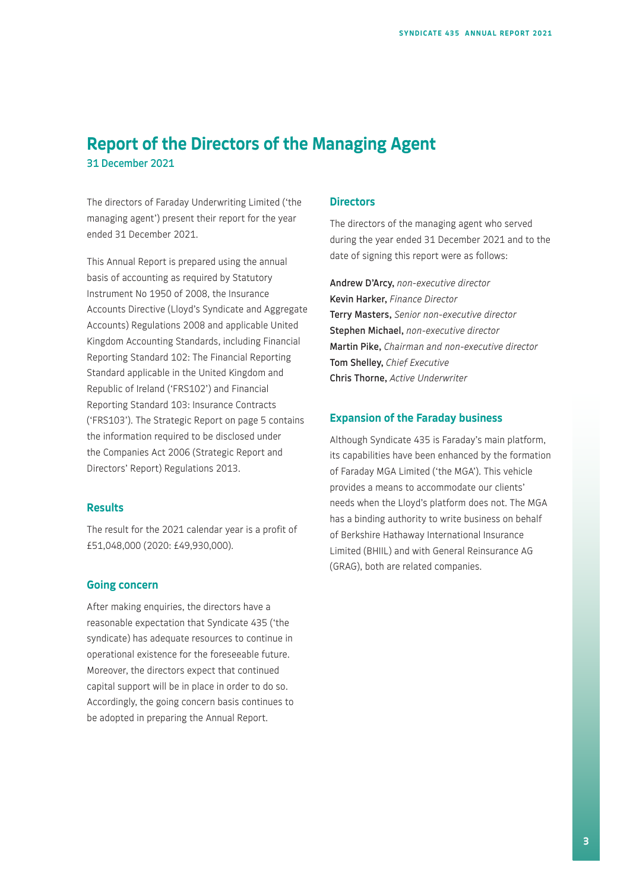# Report of the Directors of the Managing Agent

**31 December 2021**

The directors of Faraday Underwriting Limited ('the managing agent') present their report for the year ended 31 December 2021.

This Annual Report is prepared using the annual basis of accounting as required by Statutory Instrument No 1950 of 2008, the Insurance Accounts Directive (Lloyd's Syndicate and Aggregate Accounts) Regulations 2008 and applicable United Kingdom Accounting Standards, including Financial Reporting Standard 102: The Financial Reporting Standard applicable in the United Kingdom and Republic of Ireland ('FRS102') and Financial Reporting Standard 103: Insurance Contracts ('FRS103'). The Strategic Report on page 5 contains the information required to be disclosed under the Companies Act 2006 (Strategic Report and Directors' Report) Regulations 2013.

## Results

The result for the 2021 calendar year is a profit of £51,048,000 (2020: £49,930,000).

## Going concern

After making enquiries, the directors have a reasonable expectation that Syndicate 435 ('the syndicate) has adequate resources to continue in operational existence for the foreseeable future. Moreover, the directors expect that continued capital support will be in place in order to do so. Accordingly, the going concern basis continues to be adopted in preparing the Annual Report.

## Directors

The directors of the managing agent who served during the year ended 31 December 2021 and to the date of signing this report were as follows:

**Andrew D'Arcy,** *non-executive director*
**Kevin Harker,** *Finance Director*
**Terry Masters,** *Senior non-executive director*
**Stephen Michael,** *non-executive director*
**Martin Pike,** *Chairman and non-executive director*
**Tom Shelley,** *Chief Executive*
**Chris Thorne,** *Active Underwriter*

## Expansion of the Faraday business

Although Syndicate 435 is Faraday's main platform, its capabilities have been enhanced by the formation of Faraday MGA Limited ('the MGA'). This vehicle provides a means to accommodate our clients' needs when the Lloyd's platform does not. The MGA has a binding authority to write business on behalf of Berkshire Hathaway International Insurance Limited (BHIIL) and with General Reinsurance AG (GRAG), both are related companies.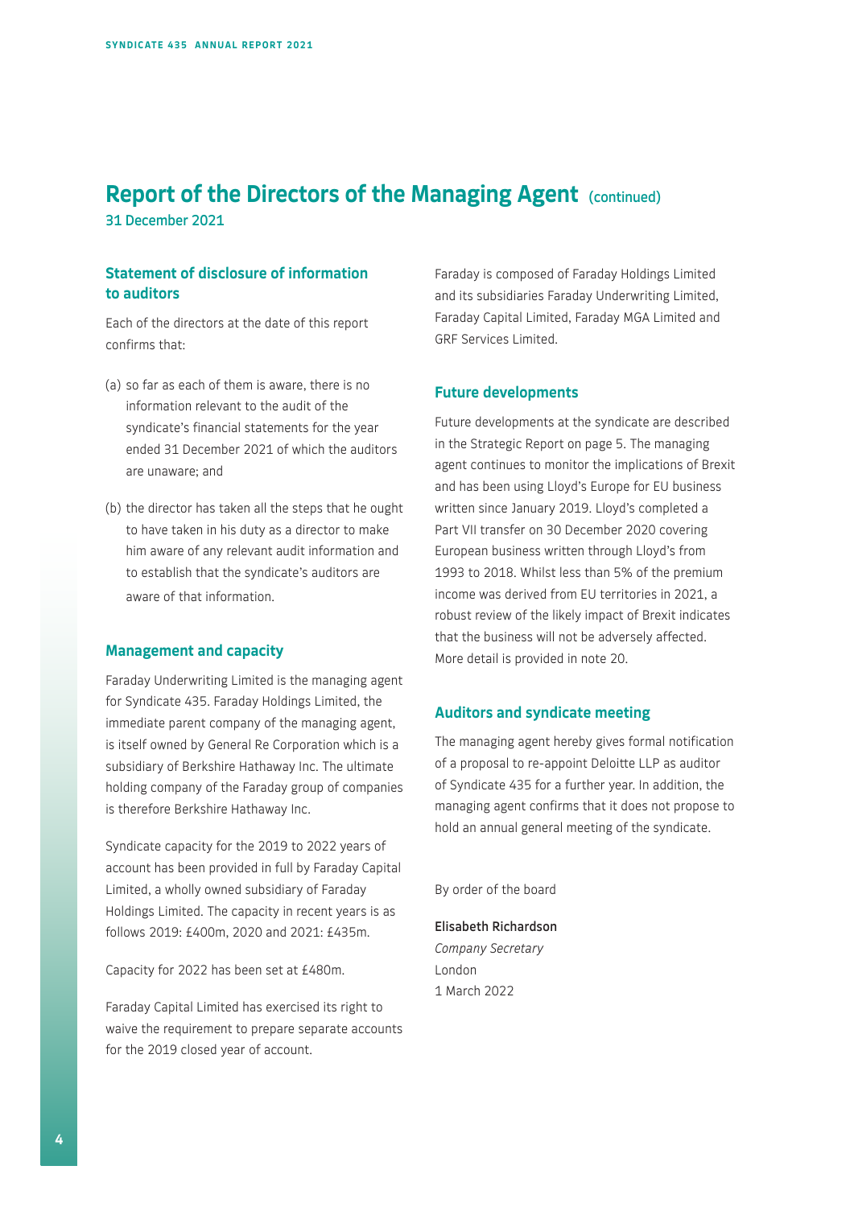# Report of the Directors of the Managing Agent (continued)

31 December 2021

## Statement of disclosure of information to auditors

Each of the directors at the date of this report confirms that:

(a) so far as each of them is aware, there is no information relevant to the audit of the syndicate's financial statements for the year ended 31 December 2021 of which the auditors are unaware; and

(b) the director has taken all the steps that he ought to have taken in his duty as a director to make him aware of any relevant audit information and to establish that the syndicate's auditors are aware of that information.

## Management and capacity

Faraday Underwriting Limited is the managing agent for Syndicate 435. Faraday Holdings Limited, the immediate parent company of the managing agent, is itself owned by General Re Corporation which is a subsidiary of Berkshire Hathaway Inc. The ultimate holding company of the Faraday group of companies is therefore Berkshire Hathaway Inc.

Syndicate capacity for the 2019 to 2022 years of account has been provided in full by Faraday Capital Limited, a wholly owned subsidiary of Faraday Holdings Limited. The capacity in recent years is as follows 2019: £400m, 2020 and 2021: £435m.

Capacity for 2022 has been set at £480m.

Faraday Capital Limited has exercised its right to waive the requirement to prepare separate accounts for the 2019 closed year of account.

Faraday is composed of Faraday Holdings Limited and its subsidiaries Faraday Underwriting Limited, Faraday Capital Limited, Faraday MGA Limited and GRF Services Limited.

## Future developments

Future developments at the syndicate are described in the Strategic Report on page 5. The managing agent continues to monitor the implications of Brexit and has been using Lloyd's Europe for EU business written since January 2019. Lloyd's completed a Part VII transfer on 30 December 2020 covering European business written through Lloyd's from 1993 to 2018. Whilst less than 5% of the premium income was derived from EU territories in 2021, a robust review of the likely impact of Brexit indicates that the business will not be adversely affected. More detail is provided in note 20.

## Auditors and syndicate meeting

The managing agent hereby gives formal notification of a proposal to re-appoint Deloitte LLP as auditor of Syndicate 435 for a further year. In addition, the managing agent confirms that it does not propose to hold an annual general meeting of the syndicate.

By order of the board

**Elisabeth Richardson**
*Company Secretary*
London
1 March 2022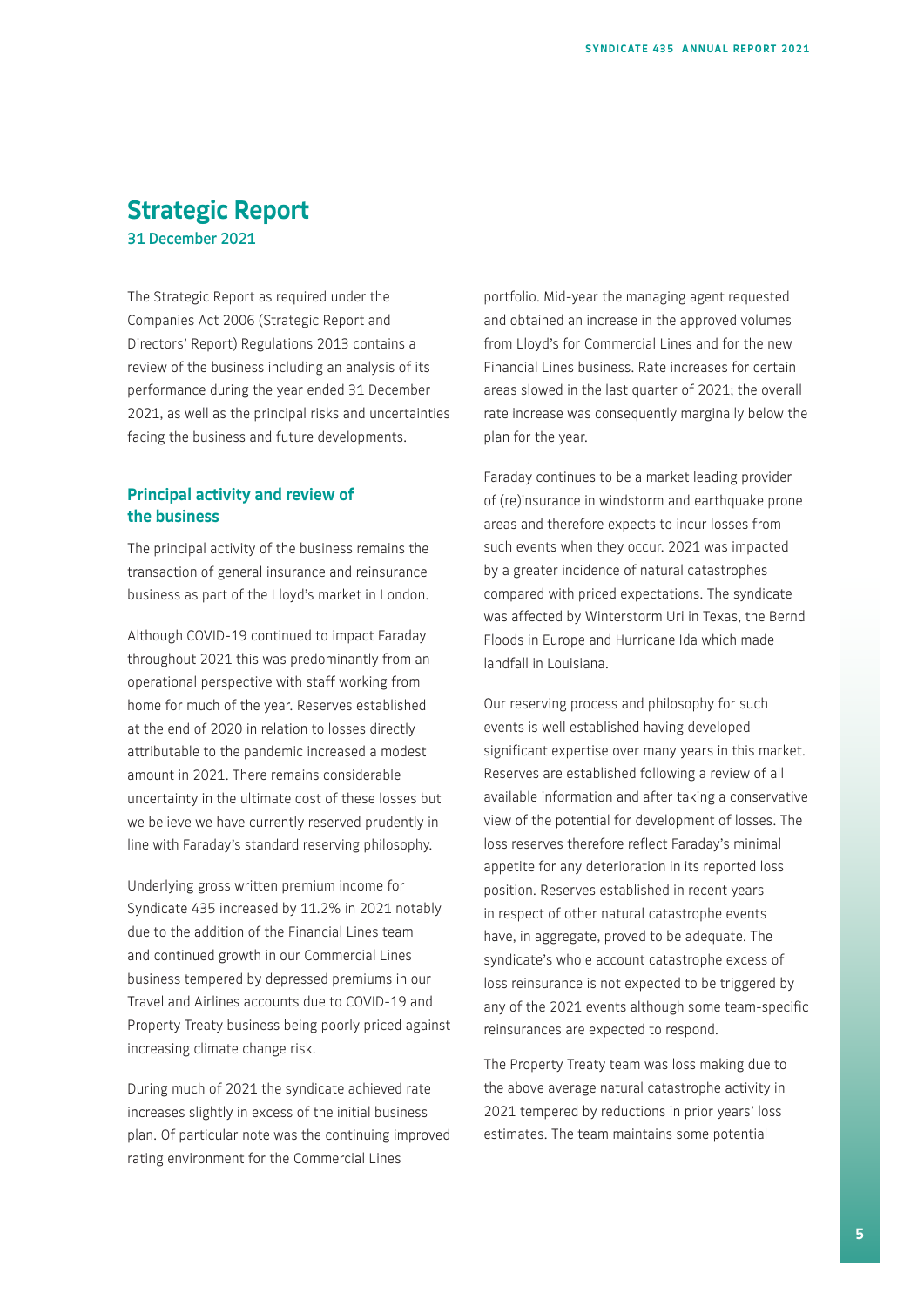# Strategic Report

31 December 2021

The Strategic Report as required under the Companies Act 2006 (Strategic Report and Directors' Report) Regulations 2013 contains a review of the business including an analysis of its performance during the year ended 31 December 2021, as well as the principal risks and uncertainties facing the business and future developments.

## Principal activity and review of the business

The principal activity of the business remains the transaction of general insurance and reinsurance business as part of the Lloyd's market in London.

Although COVID-19 continued to impact Faraday throughout 2021 this was predominantly from an operational perspective with staff working from home for much of the year. Reserves established at the end of 2020 in relation to losses directly attributable to the pandemic increased a modest amount in 2021. There remains considerable uncertainty in the ultimate cost of these losses but we believe we have currently reserved prudently in line with Faraday's standard reserving philosophy.

Underlying gross written premium income for Syndicate 435 increased by 11.2% in 2021 notably due to the addition of the Financial Lines team and continued growth in our Commercial Lines business tempered by depressed premiums in our Travel and Airlines accounts due to COVID-19 and Property Treaty business being poorly priced against increasing climate change risk.

During much of 2021 the syndicate achieved rate increases slightly in excess of the initial business plan. Of particular note was the continuing improved rating environment for the Commercial Lines portfolio. Mid-year the managing agent requested and obtained an increase in the approved volumes from Lloyd's for Commercial Lines and for the new Financial Lines business. Rate increases for certain areas slowed in the last quarter of 2021; the overall rate increase was consequently marginally below the plan for the year.

Faraday continues to be a market leading provider of (re)insurance in windstorm and earthquake prone areas and therefore expects to incur losses from such events when they occur. 2021 was impacted by a greater incidence of natural catastrophes compared with priced expectations. The syndicate was affected by Winterstorm Uri in Texas, the Bernd Floods in Europe and Hurricane Ida which made landfall in Louisiana.

Our reserving process and philosophy for such events is well established having developed significant expertise over many years in this market. Reserves are established following a review of all available information and after taking a conservative view of the potential for development of losses. The loss reserves therefore reflect Faraday's minimal appetite for any deterioration in its reported loss position. Reserves established in recent years in respect of other natural catastrophe events have, in aggregate, proved to be adequate. The syndicate's whole account catastrophe excess of loss reinsurance is not expected to be triggered by any of the 2021 events although some team-specific reinsurances are expected to respond.

The Property Treaty team was loss making due to the above average natural catastrophe activity in 2021 tempered by reductions in prior years' loss estimates. The team maintains some potential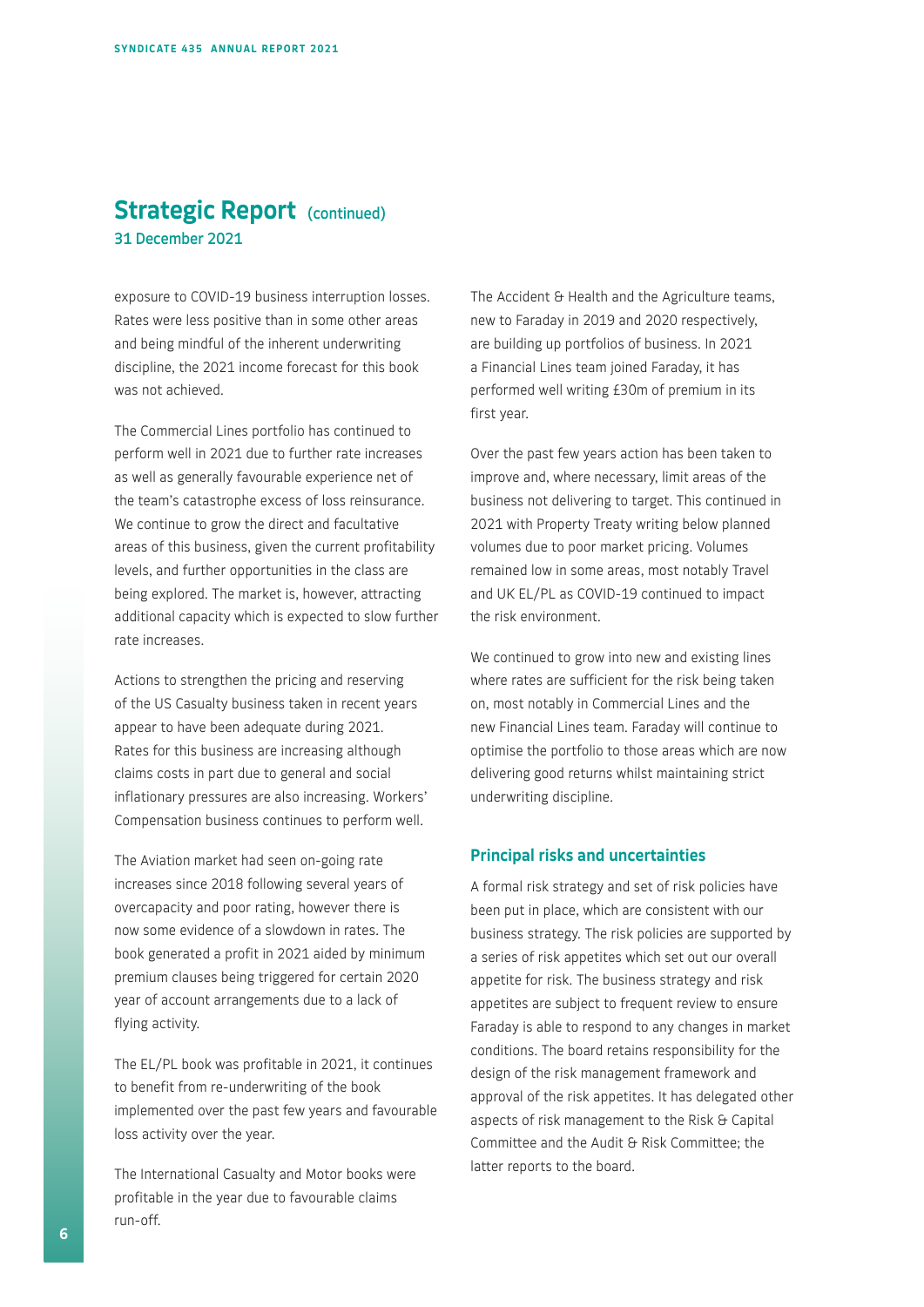## Strategic Report (continued)

31 December 2021

exposure to COVID-19 business interruption losses. Rates were less positive than in some other areas and being mindful of the inherent underwriting discipline, the 2021 income forecast for this book was not achieved.

The Commercial Lines portfolio has continued to perform well in 2021 due to further rate increases as well as generally favourable experience net of the team's catastrophe excess of loss reinsurance. We continue to grow the direct and facultative areas of this business, given the current profitability levels, and further opportunities in the class are being explored. The market is, however, attracting additional capacity which is expected to slow further rate increases.

Actions to strengthen the pricing and reserving of the US Casualty business taken in recent years appear to have been adequate during 2021. Rates for this business are increasing although claims costs in part due to general and social inflationary pressures are also increasing. Workers' Compensation business continues to perform well.

The Aviation market had seen on-going rate increases since 2018 following several years of overcapacity and poor rating, however there is now some evidence of a slowdown in rates. The book generated a profit in 2021 aided by minimum premium clauses being triggered for certain 2020 year of account arrangements due to a lack of flying activity.

The EL/PL book was profitable in 2021, it continues to benefit from re-underwriting of the book implemented over the past few years and favourable loss activity over the year.

The International Casualty and Motor books were profitable in the year due to favourable claims run-off.

The Accident & Health and the Agriculture teams, new to Faraday in 2019 and 2020 respectively, are building up portfolios of business. In 2021 a Financial Lines team joined Faraday, it has performed well writing £30m of premium in its first year.

Over the past few years action has been taken to improve and, where necessary, limit areas of the business not delivering to target. This continued in 2021 with Property Treaty writing below planned volumes due to poor market pricing. Volumes remained low in some areas, most notably Travel and UK EL/PL as COVID-19 continued to impact the risk environment.

We continued to grow into new and existing lines where rates are sufficient for the risk being taken on, most notably in Commercial Lines and the new Financial Lines team. Faraday will continue to optimise the portfolio to those areas which are now delivering good returns whilst maintaining strict underwriting discipline.

### Principal risks and uncertainties

A formal risk strategy and set of risk policies have been put in place, which are consistent with our business strategy. The risk policies are supported by a series of risk appetites which set out our overall appetite for risk. The business strategy and risk appetites are subject to frequent review to ensure Faraday is able to respond to any changes in market conditions. The board retains responsibility for the design of the risk management framework and approval of the risk appetites. It has delegated other aspects of risk management to the Risk & Capital Committee and the Audit & Risk Committee; the latter reports to the board.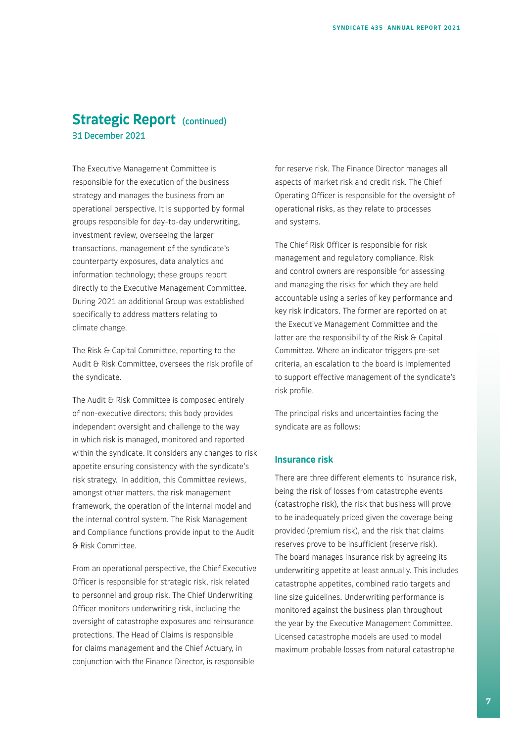## Strategic Report (continued)

31 December 2021

The Executive Management Committee is responsible for the execution of the business strategy and manages the business from an operational perspective. It is supported by formal groups responsible for day-to-day underwriting, investment review, overseeing the larger transactions, management of the syndicate's counterparty exposures, data analytics and information technology; these groups report directly to the Executive Management Committee. During 2021 an additional Group was established specifically to address matters relating to climate change.

The Risk & Capital Committee, reporting to the Audit & Risk Committee, oversees the risk profile of the syndicate.

The Audit & Risk Committee is composed entirely of non-executive directors; this body provides independent oversight and challenge to the way in which risk is managed, monitored and reported within the syndicate. It considers any changes to risk appetite ensuring consistency with the syndicate's risk strategy. In addition, this Committee reviews, amongst other matters, the risk management framework, the operation of the internal model and the internal control system. The Risk Management and Compliance functions provide input to the Audit & Risk Committee.

From an operational perspective, the Chief Executive Officer is responsible for strategic risk, risk related to personnel and group risk. The Chief Underwriting Officer monitors underwriting risk, including the oversight of catastrophe exposures and reinsurance protections. The Head of Claims is responsible for claims management and the Chief Actuary, in conjunction with the Finance Director, is responsible for reserve risk. The Finance Director manages all aspects of market risk and credit risk. The Chief Operating Officer is responsible for the oversight of operational risks, as they relate to processes and systems.

The Chief Risk Officer is responsible for risk management and regulatory compliance. Risk and control owners are responsible for assessing and managing the risks for which they are held accountable using a series of key performance and key risk indicators. The former are reported on at the Executive Management Committee and the latter are the responsibility of the Risk & Capital Committee. Where an indicator triggers pre-set criteria, an escalation to the board is implemented to support effective management of the syndicate's risk profile.

The principal risks and uncertainties facing the syndicate are as follows:

### Insurance risk

There are three different elements to insurance risk, being the risk of losses from catastrophe events (catastrophe risk), the risk that business will prove to be inadequately priced given the coverage being provided (premium risk), and the risk that claims reserves prove to be insufficient (reserve risk). The board manages insurance risk by agreeing its underwriting appetite at least annually. This includes catastrophe appetites, combined ratio targets and line size guidelines. Underwriting performance is monitored against the business plan throughout the year by the Executive Management Committee. Licensed catastrophe models are used to model maximum probable losses from natural catastrophe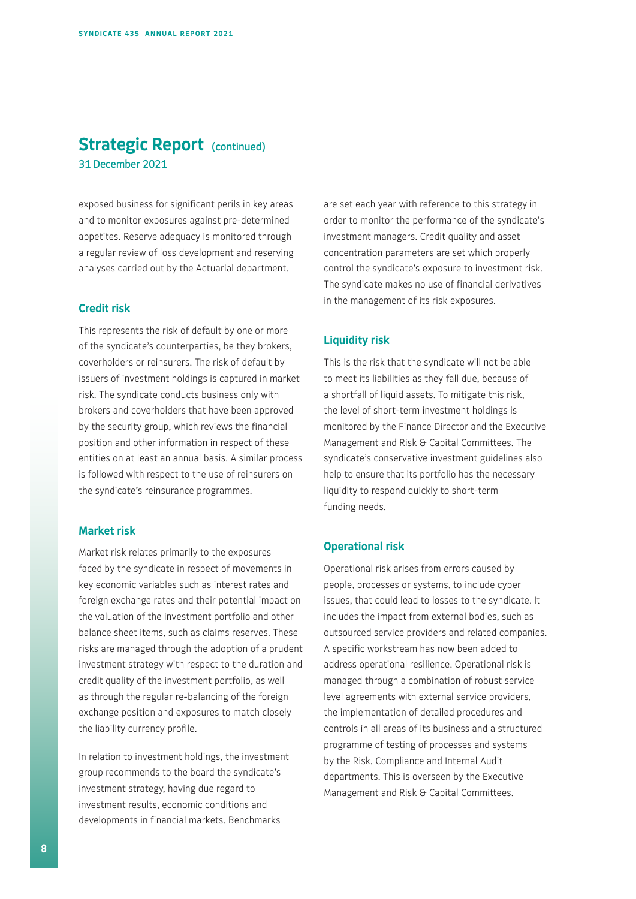## Strategic Report (continued)

31 December 2021

exposed business for significant perils in key areas and to monitor exposures against pre-determined appetites. Reserve adequacy is monitored through a regular review of loss development and reserving analyses carried out by the Actuarial department.

### Credit risk

This represents the risk of default by one or more of the syndicate's counterparties, be they brokers, coverholders or reinsurers. The risk of default by issuers of investment holdings is captured in market risk. The syndicate conducts business only with brokers and coverholders that have been approved by the security group, which reviews the financial position and other information in respect of these entities on at least an annual basis. A similar process is followed with respect to the use of reinsurers on the syndicate's reinsurance programmes.

### Market risk

Market risk relates primarily to the exposures faced by the syndicate in respect of movements in key economic variables such as interest rates and foreign exchange rates and their potential impact on the valuation of the investment portfolio and other balance sheet items, such as claims reserves. These risks are managed through the adoption of a prudent investment strategy with respect to the duration and credit quality of the investment portfolio, as well as through the regular re-balancing of the foreign exchange position and exposures to match closely the liability currency profile.

In relation to investment holdings, the investment group recommends to the board the syndicate's investment strategy, having due regard to investment results, economic conditions and developments in financial markets. Benchmarks are set each year with reference to this strategy in order to monitor the performance of the syndicate's investment managers. Credit quality and asset concentration parameters are set which properly control the syndicate's exposure to investment risk. The syndicate makes no use of financial derivatives in the management of its risk exposures.

### Liquidity risk

This is the risk that the syndicate will not be able to meet its liabilities as they fall due, because of a shortfall of liquid assets. To mitigate this risk, the level of short-term investment holdings is monitored by the Finance Director and the Executive Management and Risk & Capital Committees. The syndicate's conservative investment guidelines also help to ensure that its portfolio has the necessary liquidity to respond quickly to short-term funding needs.

### Operational risk

Operational risk arises from errors caused by people, processes or systems, to include cyber issues, that could lead to losses to the syndicate. It includes the impact from external bodies, such as outsourced service providers and related companies. A specific workstream has now been added to address operational resilience. Operational risk is managed through a combination of robust service level agreements with external service providers, the implementation of detailed procedures and controls in all areas of its business and a structured programme of testing of processes and systems by the Risk, Compliance and Internal Audit departments. This is overseen by the Executive Management and Risk & Capital Committees.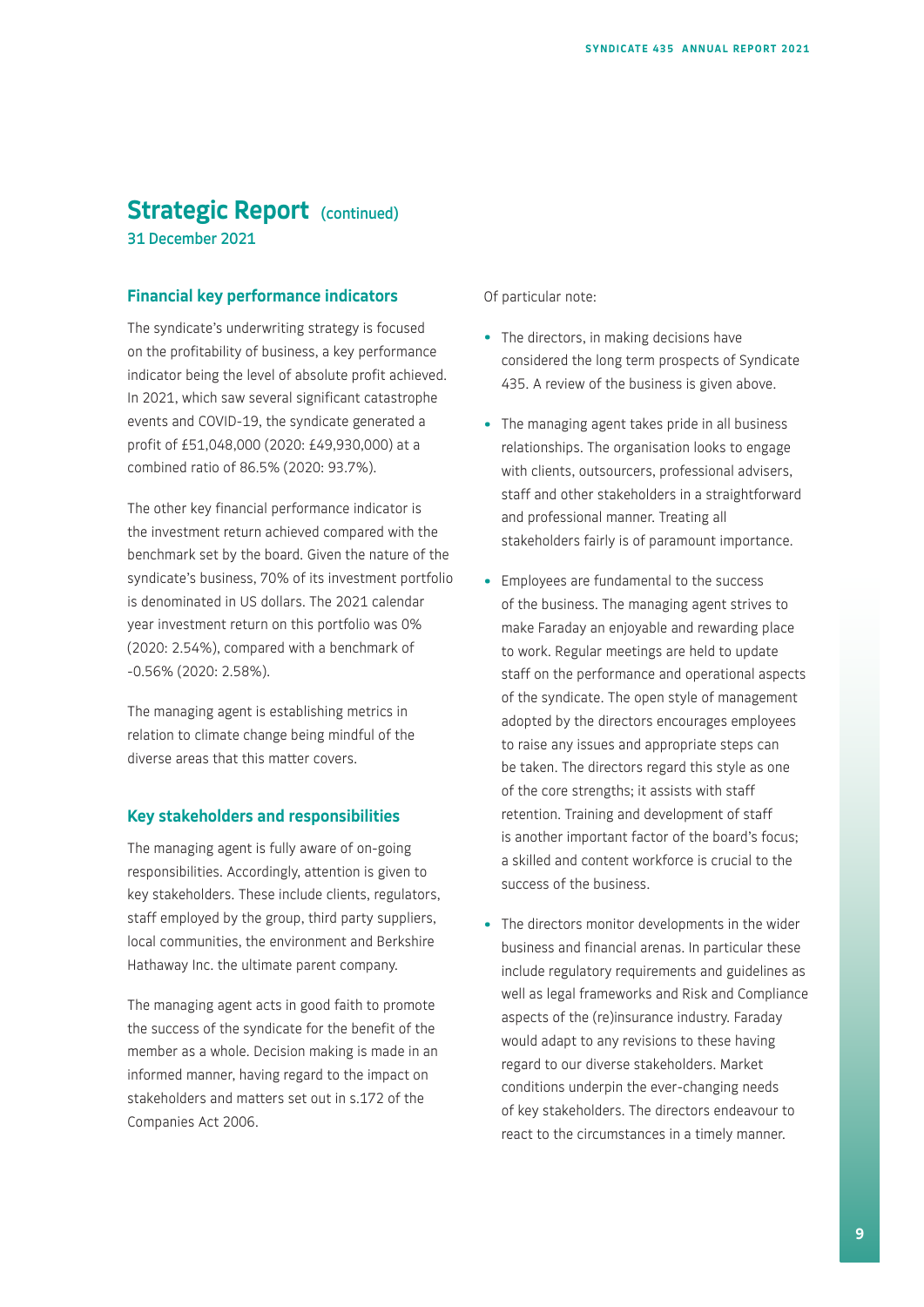# Strategic Report (continued)

31 December 2021

## Financial key performance indicators

The syndicate's underwriting strategy is focused on the profitability of business, a key performance indicator being the level of absolute profit achieved. In 2021, which saw several significant catastrophe events and COVID-19, the syndicate generated a profit of £51,048,000 (2020: £49,930,000) at a combined ratio of 86.5% (2020: 93.7%).

The other key financial performance indicator is the investment return achieved compared with the benchmark set by the board. Given the nature of the syndicate's business, 70% of its investment portfolio is denominated in US dollars. The 2021 calendar year investment return on this portfolio was 0% (2020: 2.54%), compared with a benchmark of -0.56% (2020: 2.58%).

The managing agent is establishing metrics in relation to climate change being mindful of the diverse areas that this matter covers.

## Key stakeholders and responsibilities

The managing agent is fully aware of on-going responsibilities. Accordingly, attention is given to key stakeholders. These include clients, regulators, staff employed by the group, third party suppliers, local communities, the environment and Berkshire Hathaway Inc. the ultimate parent company.

The managing agent acts in good faith to promote the success of the syndicate for the benefit of the member as a whole. Decision making is made in an informed manner, having regard to the impact on stakeholders and matters set out in s.172 of the Companies Act 2006.

Of particular note:

- The directors, in making decisions have considered the long term prospects of Syndicate 435. A review of the business is given above.
- The managing agent takes pride in all business relationships. The organisation looks to engage with clients, outsourcers, professional advisers, staff and other stakeholders in a straightforward and professional manner. Treating all stakeholders fairly is of paramount importance.
- Employees are fundamental to the success of the business. The managing agent strives to make Faraday an enjoyable and rewarding place to work. Regular meetings are held to update staff on the performance and operational aspects of the syndicate. The open style of management adopted by the directors encourages employees to raise any issues and appropriate steps can be taken. The directors regard this style as one of the core strengths; it assists with staff retention. Training and development of staff is another important factor of the board's focus; a skilled and content workforce is crucial to the success of the business.
- The directors monitor developments in the wider business and financial arenas. In particular these include regulatory requirements and guidelines as well as legal frameworks and Risk and Compliance aspects of the (re)insurance industry. Faraday would adapt to any revisions to these having regard to our diverse stakeholders. Market conditions underpin the ever-changing needs of key stakeholders. The directors endeavour to react to the circumstances in a timely manner.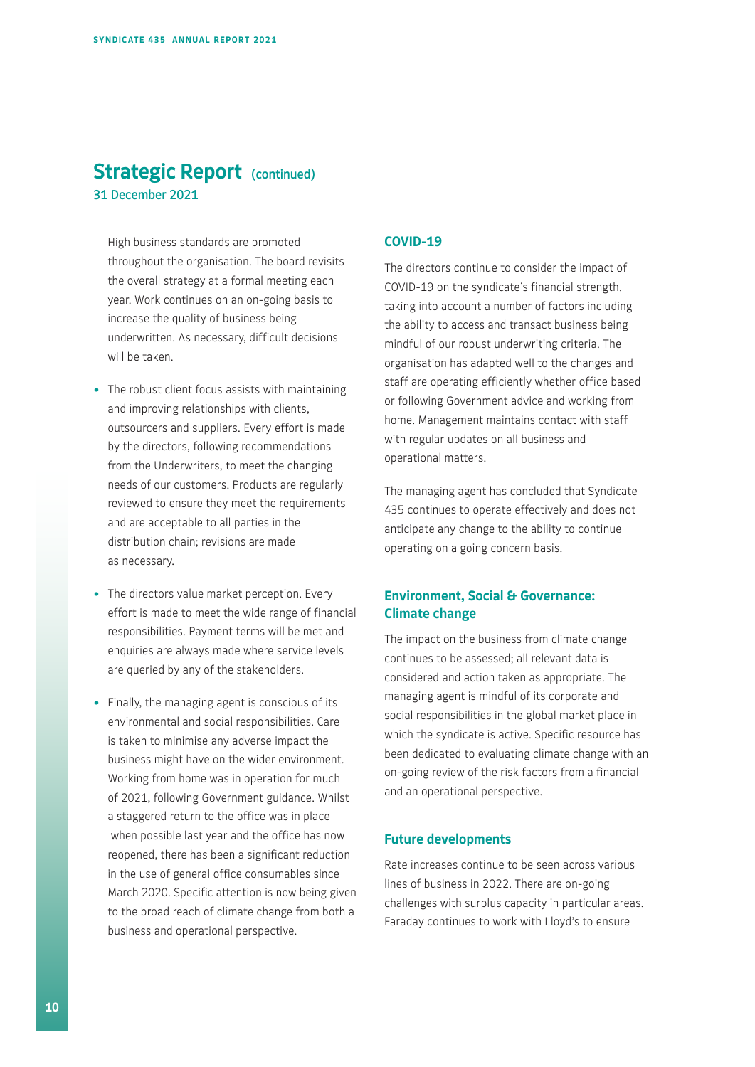## Strategic Report (continued)

31 December 2021

High business standards are promoted throughout the organisation. The board revisits the overall strategy at a formal meeting each year. Work continues on an on-going basis to increase the quality of business being underwritten. As necessary, difficult decisions will be taken.

- The robust client focus assists with maintaining and improving relationships with clients, outsourcers and suppliers. Every effort is made by the directors, following recommendations from the Underwriters, to meet the changing needs of our customers. Products are regularly reviewed to ensure they meet the requirements and are acceptable to all parties in the distribution chain; revisions are made as necessary.
- The directors value market perception. Every effort is made to meet the wide range of financial responsibilities. Payment terms will be met and enquiries are always made where service levels are queried by any of the stakeholders.
- Finally, the managing agent is conscious of its environmental and social responsibilities. Care is taken to minimise any adverse impact the business might have on the wider environment. Working from home was in operation for much of 2021, following Government guidance. Whilst a staggered return to the office was in place when possible last year and the office has now reopened, there has been a significant reduction in the use of general office consumables since March 2020. Specific attention is now being given to the broad reach of climate change from both a business and operational perspective.

### COVID-19

The directors continue to consider the impact of COVID-19 on the syndicate's financial strength, taking into account a number of factors including the ability to access and transact business being mindful of our robust underwriting criteria. The organisation has adapted well to the changes and staff are operating efficiently whether office based or following Government advice and working from home. Management maintains contact with staff with regular updates on all business and operational matters.

The managing agent has concluded that Syndicate 435 continues to operate effectively and does not anticipate any change to the ability to continue operating on a going concern basis.

### Environment, Social & Governance: Climate change

The impact on the business from climate change continues to be assessed; all relevant data is considered and action taken as appropriate. The managing agent is mindful of its corporate and social responsibilities in the global market place in which the syndicate is active. Specific resource has been dedicated to evaluating climate change with an on-going review of the risk factors from a financial and an operational perspective.

### Future developments

Rate increases continue to be seen across various lines of business in 2022. There are on-going challenges with surplus capacity in particular areas. Faraday continues to work with Lloyd's to ensure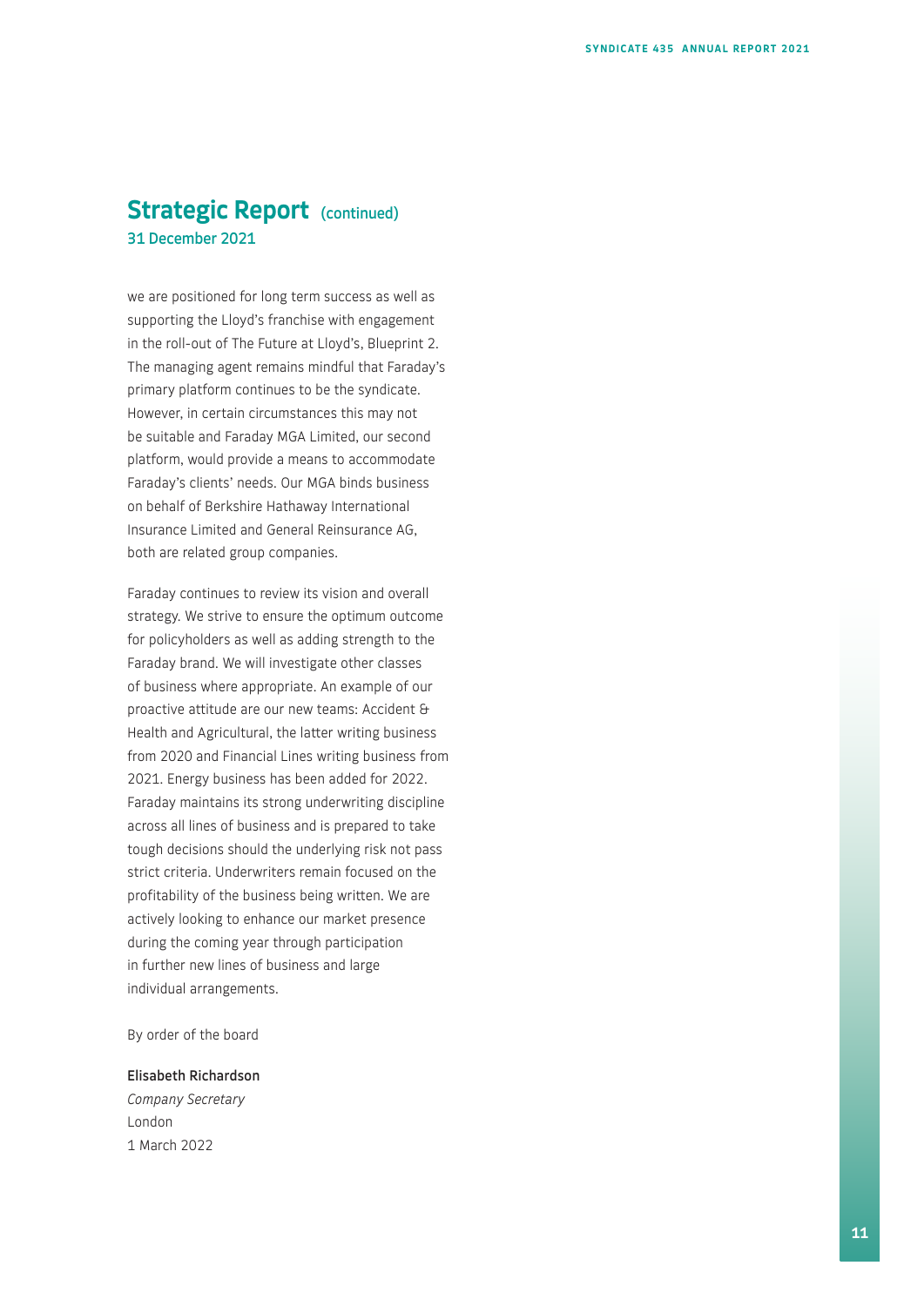## Strategic Report (continued)

### 31 December 2021

we are positioned for long term success as well as supporting the Lloyd's franchise with engagement in the roll-out of The Future at Lloyd's, Blueprint 2. The managing agent remains mindful that Faraday's primary platform continues to be the syndicate. However, in certain circumstances this may not be suitable and Faraday MGA Limited, our second platform, would provide a means to accommodate Faraday's clients' needs. Our MGA binds business on behalf of Berkshire Hathaway International Insurance Limited and General Reinsurance AG, both are related group companies.

Faraday continues to review its vision and overall strategy. We strive to ensure the optimum outcome for policyholders as well as adding strength to the Faraday brand. We will investigate other classes of business where appropriate. An example of our proactive attitude are our new teams: Accident & Health and Agricultural, the latter writing business from 2020 and Financial Lines writing business from 2021. Energy business has been added for 2022. Faraday maintains its strong underwriting discipline across all lines of business and is prepared to take tough decisions should the underlying risk not pass strict criteria. Underwriters remain focused on the profitability of the business being written. We are actively looking to enhance our market presence during the coming year through participation in further new lines of business and large individual arrangements.

By order of the board

**Elisabeth Richardson**
*Company Secretary*
London
1 March 2022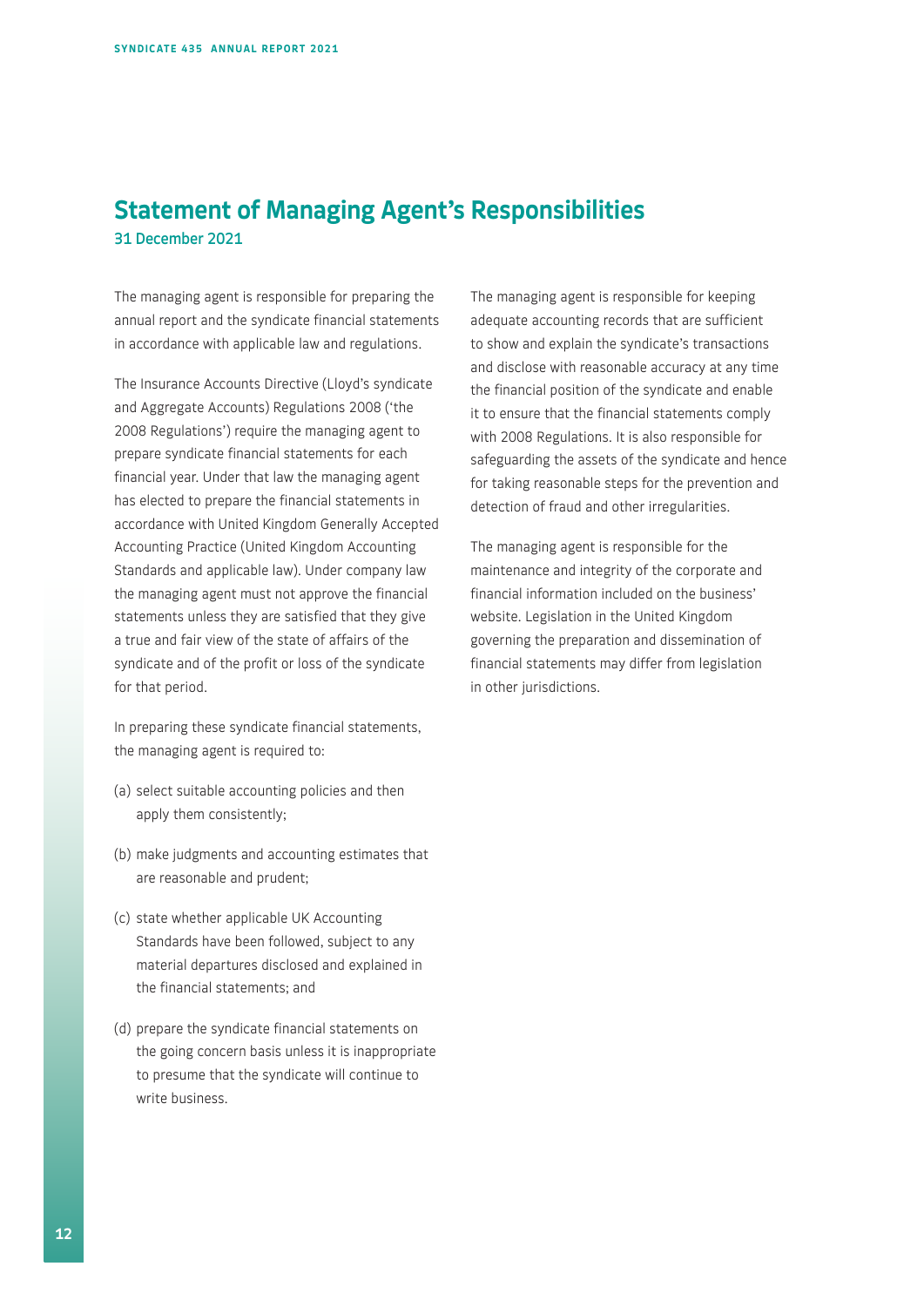# Statement of Managing Agent's Responsibilities

31 December 2021

The managing agent is responsible for preparing the annual report and the syndicate financial statements in accordance with applicable law and regulations.

The Insurance Accounts Directive (Lloyd's syndicate and Aggregate Accounts) Regulations 2008 ('the 2008 Regulations') require the managing agent to prepare syndicate financial statements for each financial year. Under that law the managing agent has elected to prepare the financial statements in accordance with United Kingdom Generally Accepted Accounting Practice (United Kingdom Accounting Standards and applicable law). Under company law the managing agent must not approve the financial statements unless they are satisfied that they give a true and fair view of the state of affairs of the syndicate and of the profit or loss of the syndicate for that period.

In preparing these syndicate financial statements, the managing agent is required to:

(a) select suitable accounting policies and then apply them consistently;

(b) make judgments and accounting estimates that are reasonable and prudent;

(c) state whether applicable UK Accounting Standards have been followed, subject to any material departures disclosed and explained in the financial statements; and

(d) prepare the syndicate financial statements on the going concern basis unless it is inappropriate to presume that the syndicate will continue to write business.

The managing agent is responsible for keeping adequate accounting records that are sufficient to show and explain the syndicate's transactions and disclose with reasonable accuracy at any time the financial position of the syndicate and enable it to ensure that the financial statements comply with 2008 Regulations. It is also responsible for safeguarding the assets of the syndicate and hence for taking reasonable steps for the prevention and detection of fraud and other irregularities.

The managing agent is responsible for the maintenance and integrity of the corporate and financial information included on the business' website. Legislation in the United Kingdom governing the preparation and dissemination of financial statements may differ from legislation in other jurisdictions.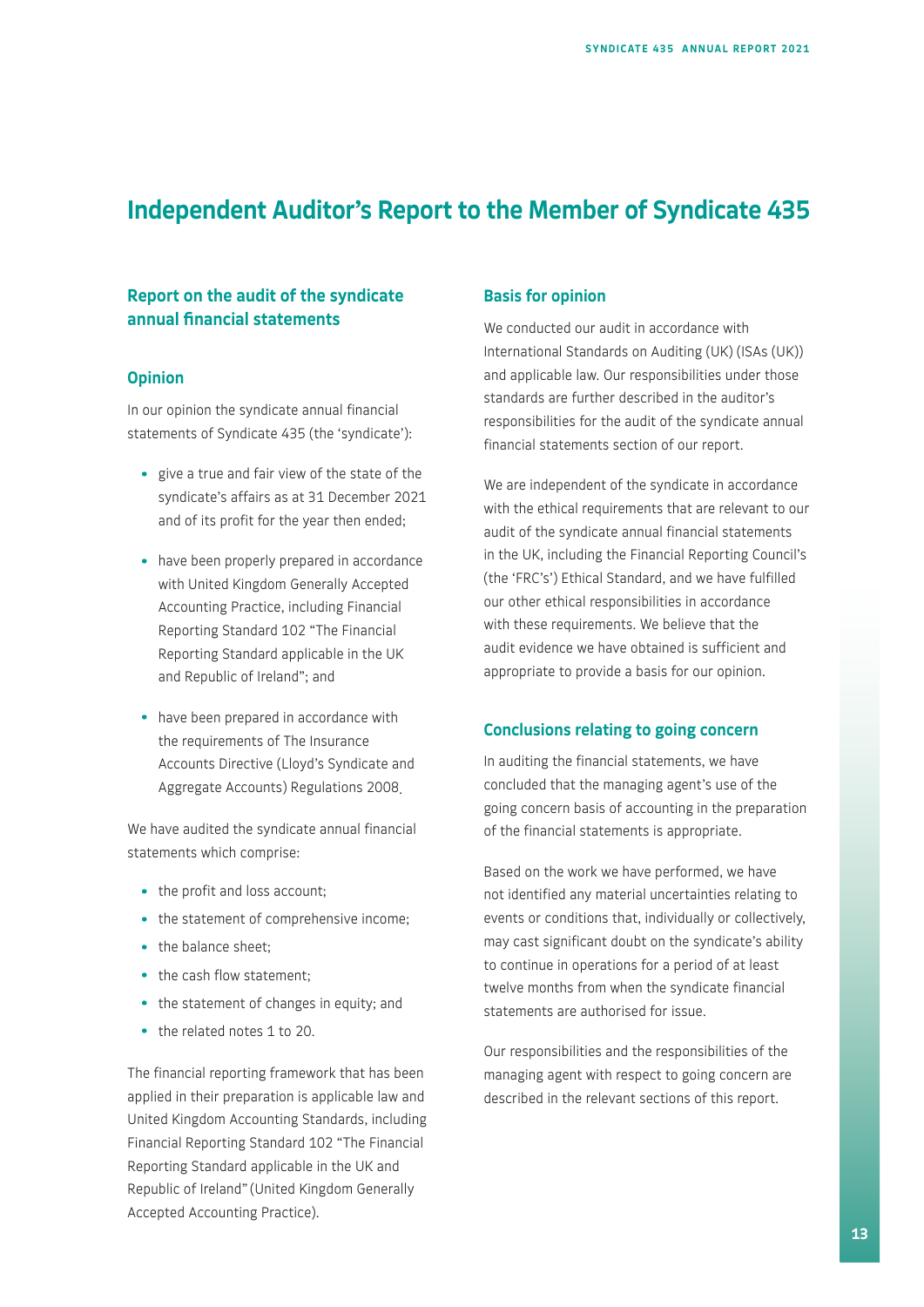# Independent Auditor's Report to the Member of Syndicate 435

## Report on the audit of the syndicate annual financial statements

### Opinion

In our opinion the syndicate annual financial statements of Syndicate 435 (the 'syndicate'):

- give a true and fair view of the state of the syndicate's affairs as at 31 December 2021 and of its profit for the year then ended;
- have been properly prepared in accordance with United Kingdom Generally Accepted Accounting Practice, including Financial Reporting Standard 102 "The Financial Reporting Standard applicable in the UK and Republic of Ireland"; and
- have been prepared in accordance with the requirements of The Insurance Accounts Directive (Lloyd's Syndicate and Aggregate Accounts) Regulations 2008.

We have audited the syndicate annual financial statements which comprise:

- the profit and loss account;
- the statement of comprehensive income;
- the balance sheet;
- the cash flow statement;
- the statement of changes in equity; and
- the related notes 1 to 20.

The financial reporting framework that has been applied in their preparation is applicable law and United Kingdom Accounting Standards, including Financial Reporting Standard 102 "The Financial Reporting Standard applicable in the UK and Republic of Ireland" (United Kingdom Generally Accepted Accounting Practice).

### Basis for opinion

We conducted our audit in accordance with International Standards on Auditing (UK) (ISAs (UK)) and applicable law. Our responsibilities under those standards are further described in the auditor's responsibilities for the audit of the syndicate annual financial statements section of our report.

We are independent of the syndicate in accordance with the ethical requirements that are relevant to our audit of the syndicate annual financial statements in the UK, including the Financial Reporting Council's (the 'FRC's') Ethical Standard, and we have fulfilled our other ethical responsibilities in accordance with these requirements. We believe that the audit evidence we have obtained is sufficient and appropriate to provide a basis for our opinion.

### Conclusions relating to going concern

In auditing the financial statements, we have concluded that the managing agent's use of the going concern basis of accounting in the preparation of the financial statements is appropriate.

Based on the work we have performed, we have not identified any material uncertainties relating to events or conditions that, individually or collectively, may cast significant doubt on the syndicate's ability to continue in operations for a period of at least twelve months from when the syndicate financial statements are authorised for issue.

Our responsibilities and the responsibilities of the managing agent with respect to going concern are described in the relevant sections of this report.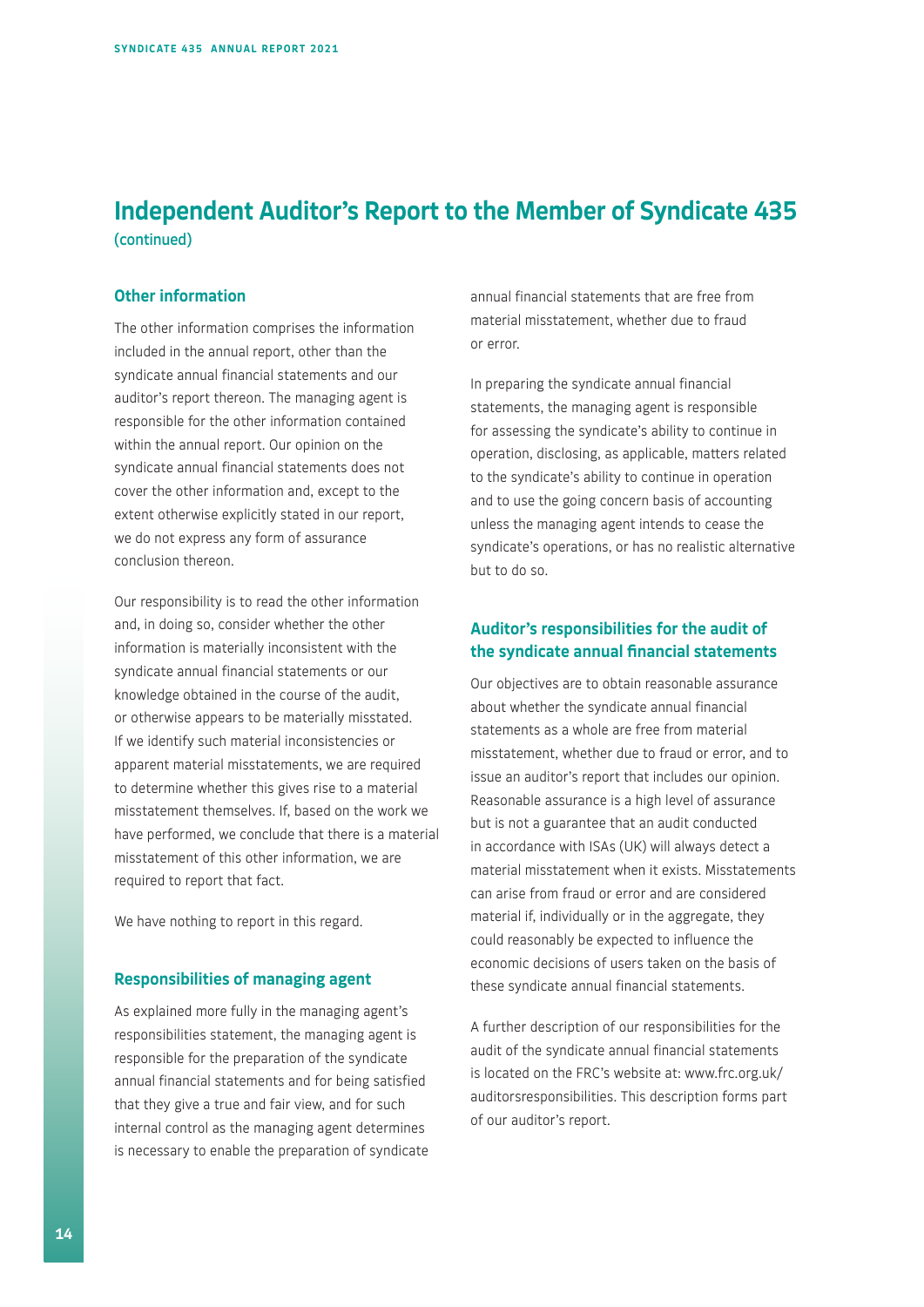# Independent Auditor's Report to the Member of Syndicate 435 (continued)

## Other information

The other information comprises the information included in the annual report, other than the syndicate annual financial statements and our auditor's report thereon. The managing agent is responsible for the other information contained within the annual report. Our opinion on the syndicate annual financial statements does not cover the other information and, except to the extent otherwise explicitly stated in our report, we do not express any form of assurance conclusion thereon.

Our responsibility is to read the other information and, in doing so, consider whether the other information is materially inconsistent with the syndicate annual financial statements or our knowledge obtained in the course of the audit, or otherwise appears to be materially misstated. If we identify such material inconsistencies or apparent material misstatements, we are required to determine whether this gives rise to a material misstatement themselves. If, based on the work we have performed, we conclude that there is a material misstatement of this other information, we are required to report that fact.

We have nothing to report in this regard.

## Responsibilities of managing agent

As explained more fully in the managing agent's responsibilities statement, the managing agent is responsible for the preparation of the syndicate annual financial statements and for being satisfied that they give a true and fair view, and for such internal control as the managing agent determines is necessary to enable the preparation of syndicate annual financial statements that are free from material misstatement, whether due to fraud or error.

In preparing the syndicate annual financial statements, the managing agent is responsible for assessing the syndicate's ability to continue in operation, disclosing, as applicable, matters related to the syndicate's ability to continue in operation and to use the going concern basis of accounting unless the managing agent intends to cease the syndicate's operations, or has no realistic alternative but to do so.

## Auditor's responsibilities for the audit of the syndicate annual financial statements

Our objectives are to obtain reasonable assurance about whether the syndicate annual financial statements as a whole are free from material misstatement, whether due to fraud or error, and to issue an auditor's report that includes our opinion. Reasonable assurance is a high level of assurance but is not a guarantee that an audit conducted in accordance with ISAs (UK) will always detect a material misstatement when it exists. Misstatements can arise from fraud or error and are considered material if, individually or in the aggregate, they could reasonably be expected to influence the economic decisions of users taken on the basis of these syndicate annual financial statements.

A further description of our responsibilities for the audit of the syndicate annual financial statements is located on the FRC's website at: www.frc.org.uk/auditorsresponsibilities. This description forms part of our auditor's report.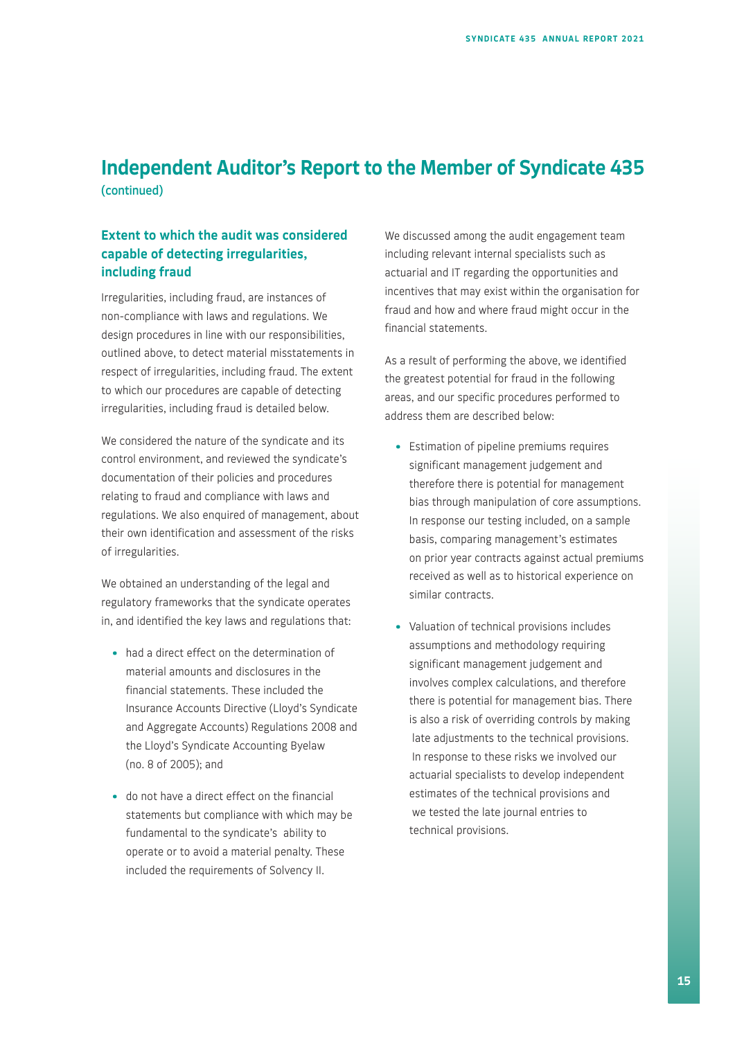# Independent Auditor's Report to the Member of Syndicate 435

(continued)

## Extent to which the audit was considered capable of detecting irregularities, including fraud

Irregularities, including fraud, are instances of non-compliance with laws and regulations. We design procedures in line with our responsibilities, outlined above, to detect material misstatements in respect of irregularities, including fraud. The extent to which our procedures are capable of detecting irregularities, including fraud is detailed below.

We considered the nature of the syndicate and its control environment, and reviewed the syndicate's documentation of their policies and procedures relating to fraud and compliance with laws and regulations. We also enquired of management, about their own identification and assessment of the risks of irregularities.

We obtained an understanding of the legal and regulatory frameworks that the syndicate operates in, and identified the key laws and regulations that:

- had a direct effect on the determination of material amounts and disclosures in the financial statements. These included the Insurance Accounts Directive (Lloyd's Syndicate and Aggregate Accounts) Regulations 2008 and the Lloyd's Syndicate Accounting Byelaw (no. 8 of 2005); and
- do not have a direct effect on the financial statements but compliance with which may be fundamental to the syndicate's ability to operate or to avoid a material penalty. These included the requirements of Solvency II.

We discussed among the audit engagement team including relevant internal specialists such as actuarial and IT regarding the opportunities and incentives that may exist within the organisation for fraud and how and where fraud might occur in the financial statements.

As a result of performing the above, we identified the greatest potential for fraud in the following areas, and our specific procedures performed to address them are described below:

- Estimation of pipeline premiums requires significant management judgement and therefore there is potential for management bias through manipulation of core assumptions. In response our testing included, on a sample basis, comparing management's estimates on prior year contracts against actual premiums received as well as to historical experience on similar contracts.
- Valuation of technical provisions includes assumptions and methodology requiring significant management judgement and involves complex calculations, and therefore there is potential for management bias. There is also a risk of overriding controls by making late adjustments to the technical provisions. In response to these risks we involved our actuarial specialists to develop independent estimates of the technical provisions and we tested the late journal entries to technical provisions.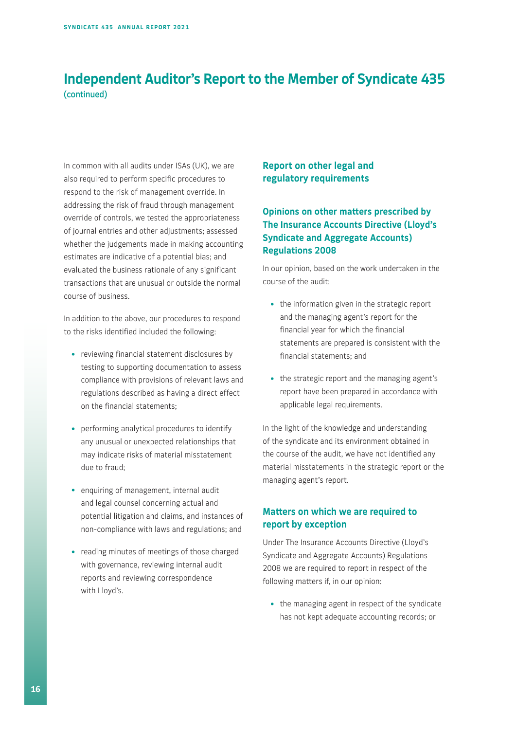## Independent Auditor's Report to the Member of Syndicate 435 (continued)

In common with all audits under ISAs (UK), we are also required to perform specific procedures to respond to the risk of management override. In addressing the risk of fraud through management override of controls, we tested the appropriateness of journal entries and other adjustments; assessed whether the judgements made in making accounting estimates are indicative of a potential bias; and evaluated the business rationale of any significant transactions that are unusual or outside the normal course of business.

In addition to the above, our procedures to respond to the risks identified included the following:

- reviewing financial statement disclosures by testing to supporting documentation to assess compliance with provisions of relevant laws and regulations described as having a direct effect on the financial statements;
- performing analytical procedures to identify any unusual or unexpected relationships that may indicate risks of material misstatement due to fraud;
- enquiring of management, internal audit and legal counsel concerning actual and potential litigation and claims, and instances of non-compliance with laws and regulations; and
- reading minutes of meetings of those charged with governance, reviewing internal audit reports and reviewing correspondence with Lloyd's.

### Report on other legal and regulatory requirements

#### Opinions on other matters prescribed by The Insurance Accounts Directive (Lloyd's Syndicate and Aggregate Accounts) Regulations 2008

In our opinion, based on the work undertaken in the course of the audit:

- the information given in the strategic report and the managing agent's report for the financial year for which the financial statements are prepared is consistent with the financial statements; and
- the strategic report and the managing agent's report have been prepared in accordance with applicable legal requirements.

In the light of the knowledge and understanding of the syndicate and its environment obtained in the course of the audit, we have not identified any material misstatements in the strategic report or the managing agent's report.

#### Matters on which we are required to report by exception

Under The Insurance Accounts Directive (Lloyd's Syndicate and Aggregate Accounts) Regulations 2008 we are required to report in respect of the following matters if, in our opinion:

- the managing agent in respect of the syndicate has not kept adequate accounting records; or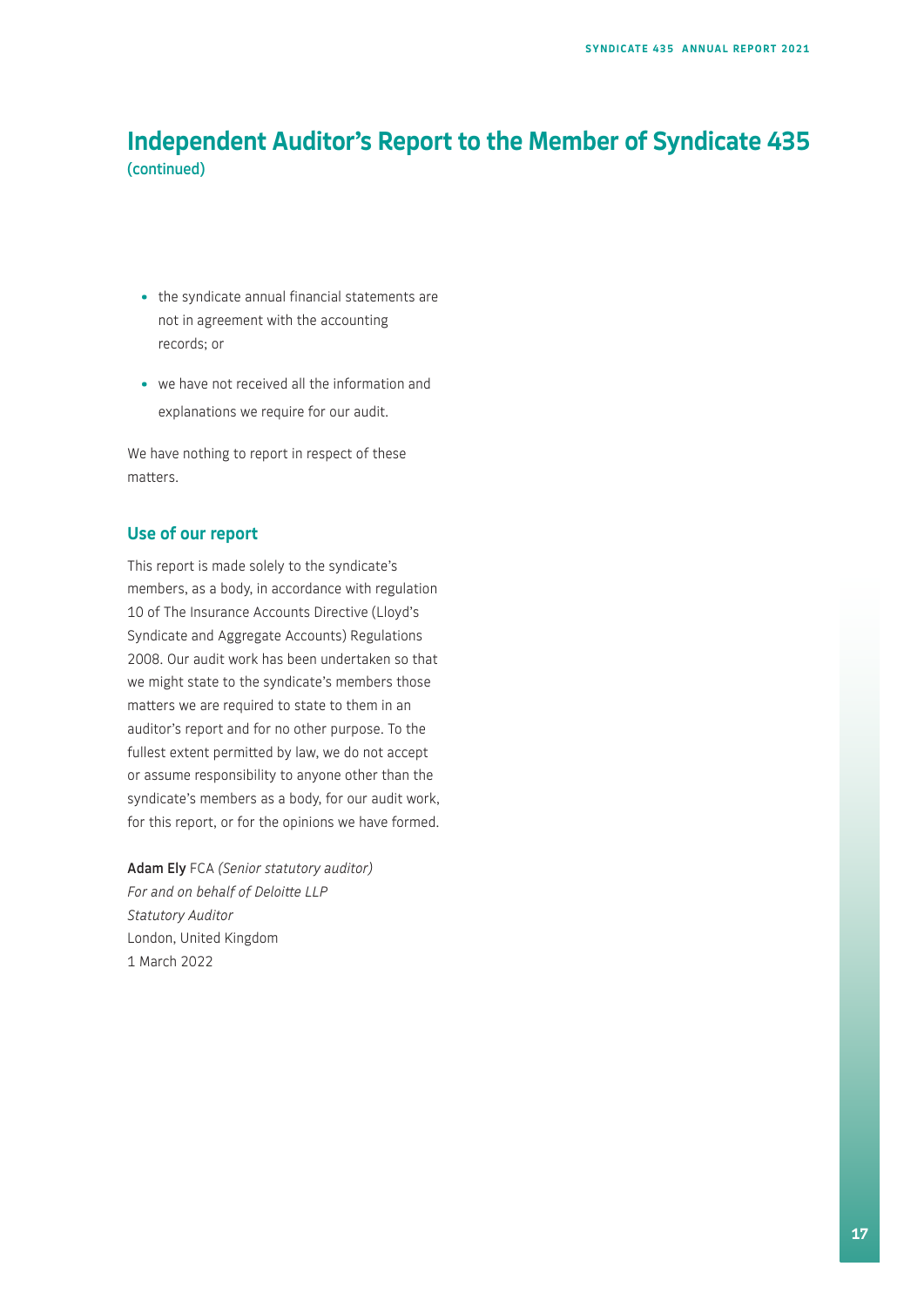# Independent Auditor's Report to the Member of Syndicate 435

(continued)

- the syndicate annual financial statements are not in agreement with the accounting records; or
- we have not received all the information and explanations we require for our audit.

We have nothing to report in respect of these matters.

## Use of our report

This report is made solely to the syndicate's members, as a body, in accordance with regulation 10 of The Insurance Accounts Directive (Lloyd's Syndicate and Aggregate Accounts) Regulations 2008. Our audit work has been undertaken so that we might state to the syndicate's members those matters we are required to state to them in an auditor's report and for no other purpose. To the fullest extent permitted by law, we do not accept or assume responsibility to anyone other than the syndicate's members as a body, for our audit work, for this report, or for the opinions we have formed.

**Adam Ely** FCA *(Senior statutory auditor)*
*For and on behalf of Deloitte LLP*
*Statutory Auditor*
London, United Kingdom
1 March 2022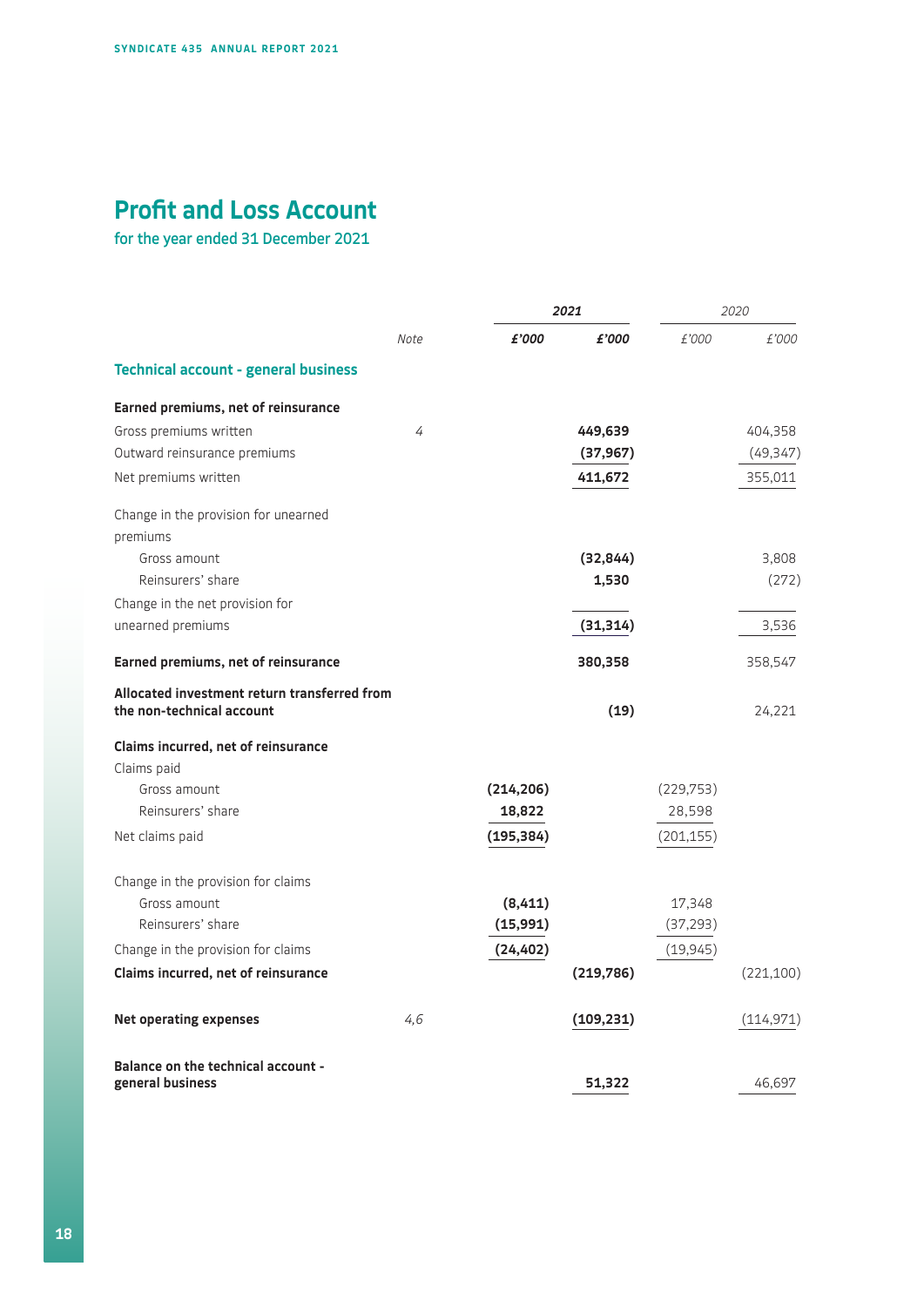# Profit and Loss Account

for the year ended 31 December 2021

| | Note | 2021 £'000 | 2021 £'000 | 2020 £'000 | 2020 £'000 |
|---|---|---|---|---|---|
| **Technical account - general business** | | | | | |
| **Earned premiums, net of reinsurance** | | | | | |
| Gross premiums written | 4 | | **449,639** | | 404,358 |
| Outward reinsurance premiums | | | **(37,967)** | | (49,347) |
| Net premiums written | | | **411,672** | | 355,011 |
| Change in the provision for unearned premiums | | | | | |
| Gross amount | | | **(32,844)** | | 3,808 |
| Reinsurers' share | | | **1,530** | | (272) |
| Change in the net provision for unearned premiums | | | **(31,314)** | | 3,536 |
| **Earned premiums, net of reinsurance** | | | **380,358** | | 358,547 |
| **Allocated investment return transferred from the non-technical account** | | | **(19)** | | 24,221 |
| **Claims incurred, net of reinsurance** | | | | | |
| Claims paid | | | | | |
| Gross amount | | **(214,206)** | | (229,753) | |
| Reinsurers' share | | **18,822** | | 28,598 | |
| Net claims paid | | **(195,384)** | | (201,155) | |
| Change in the provision for claims | | | | | |
| Gross amount | | **(8,411)** | | 17,348 | |
| Reinsurers' share | | **(15,991)** | | (37,293) | |
| Change in the provision for claims | | **(24,402)** | | (19,945) | |
| **Claims incurred, net of reinsurance** | | | **(219,786)** | | (221,100) |
| **Net operating expenses** | 4,6 | | **(109,231)** | | (114,971) |
| **Balance on the technical account - general business** | | | **51,322** | | 46,697 |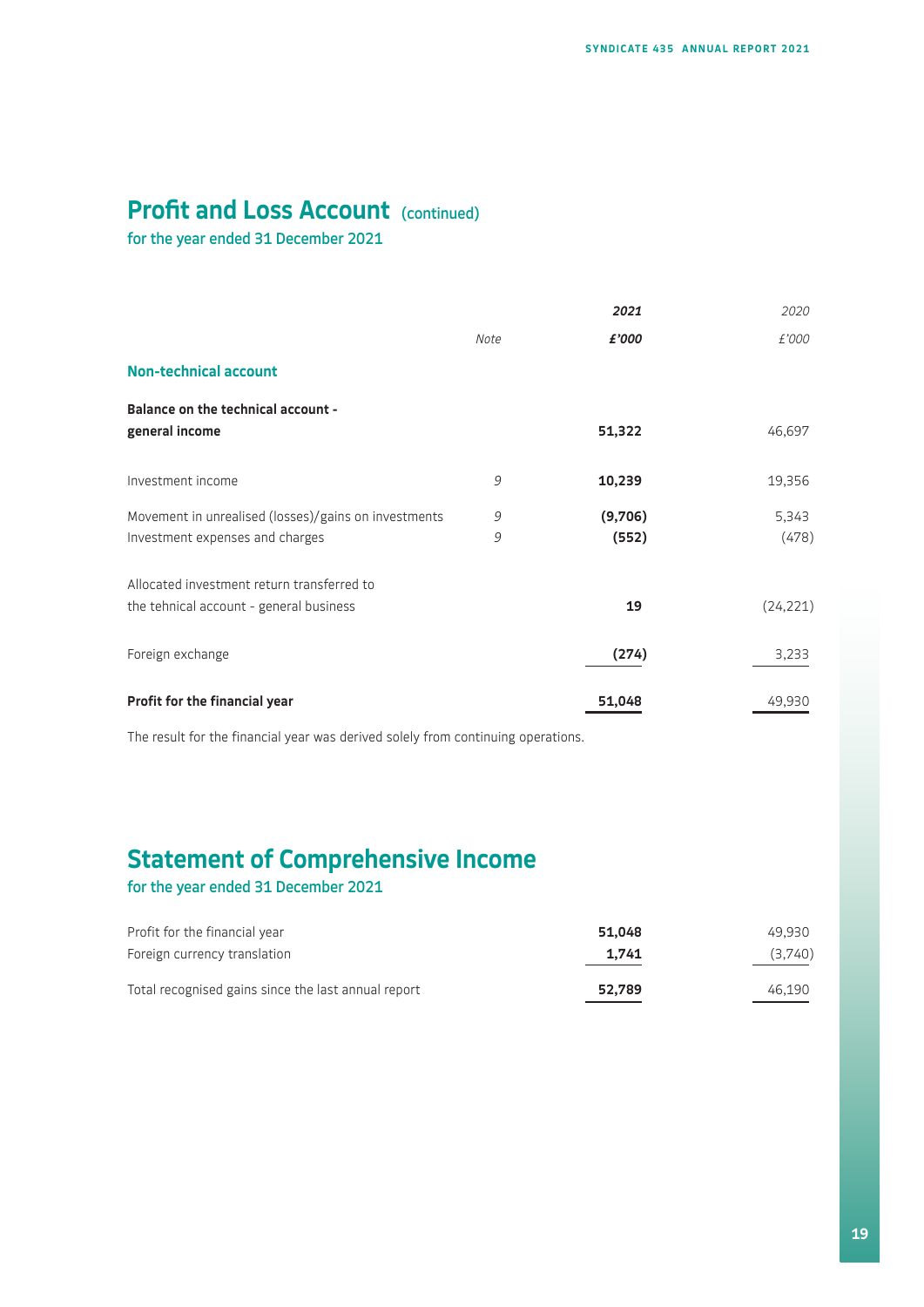# Profit and Loss Account (continued)

for the year ended 31 December 2021

| | Note | **2021** | 2020 |
|---|---|---|---|
| | | **£'000** | £'000 |
| **Non-technical account** | | | |
| **Balance on the technical account - general income** | | **51,322** | 46,697 |
| Investment income | 9 | **10,239** | 19,356 |
| Movement in unrealised (losses)/gains on investments | 9 | **(9,706)** | 5,343 |
| Investment expenses and charges | 9 | **(552)** | (478) |
| Allocated investment return transferred to the tehnical account - general business | | **19** | (24,221) |
| Foreign exchange | | **(274)** | 3,233 |
| **Profit for the financial year** | | **51,048** | 49,930 |

The result for the financial year was derived solely from continuing operations.

# Statement of Comprehensive Income

for the year ended 31 December 2021

| | 2021 | 2020 |
|---|---|---|
| Profit for the financial year | **51,048** | 49,930 |
| Foreign currency translation | **1,741** | (3,740) |
| Total recognised gains since the last annual report | **52,789** | 46,190 |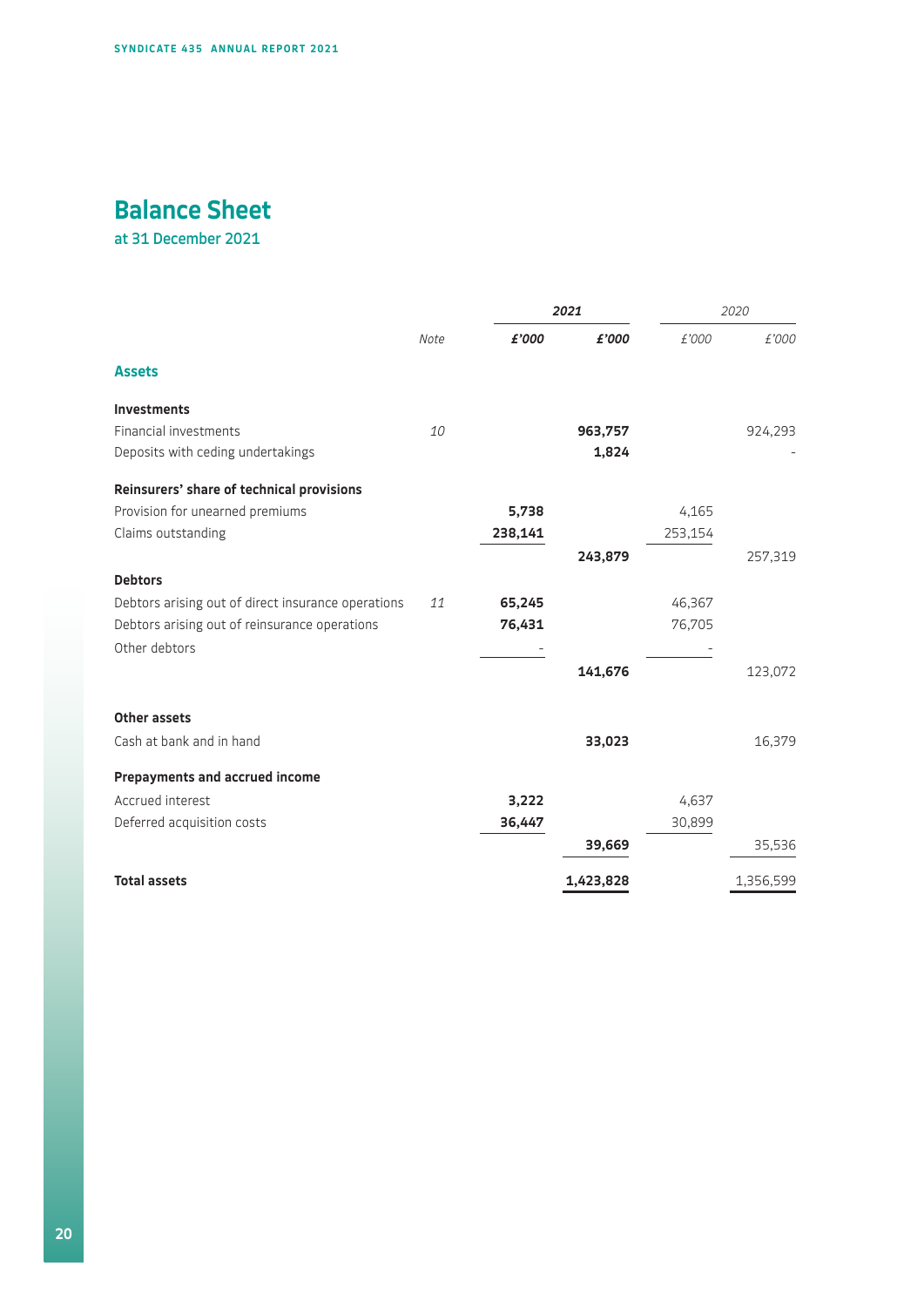# Balance Sheet

at 31 December 2021

| | Note | 2021 | | 2020 | |
|---|---|---|---|---|---|
| | | £'000 | £'000 | £'000 | £'000 |
| **Assets** | | | | | |
| **Investments** | | | | | |
| Financial investments | 10 | | **963,757** | | 924,293 |
| Deposits with ceding undertakings | | | **1,824** | | - |
| **Reinsurers' share of technical provisions** | | | | | |
| Provision for unearned premiums | | **5,738** | | 4,165 | |
| Claims outstanding | | **238,141** | | 253,154 | |
| | | | **243,879** | | 257,319 |
| **Debtors** | | | | | |
| Debtors arising out of direct insurance operations | 11 | **65,245** | | 46,367 | |
| Debtors arising out of reinsurance operations | | **76,431** | | 76,705 | |
| Other debtors | | - | | - | |
| | | | **141,676** | | 123,072 |
| **Other assets** | | | | | |
| Cash at bank and in hand | | | **33,023** | | 16,379 |
| **Prepayments and accrued income** | | | | | |
| Accrued interest | | **3,222** | | 4,637 | |
| Deferred acquisition costs | | **36,447** | | 30,899 | |
| | | | **39,669** | | 35,536 |
| **Total assets** | | | **1,423,828** | | 1,356,599 |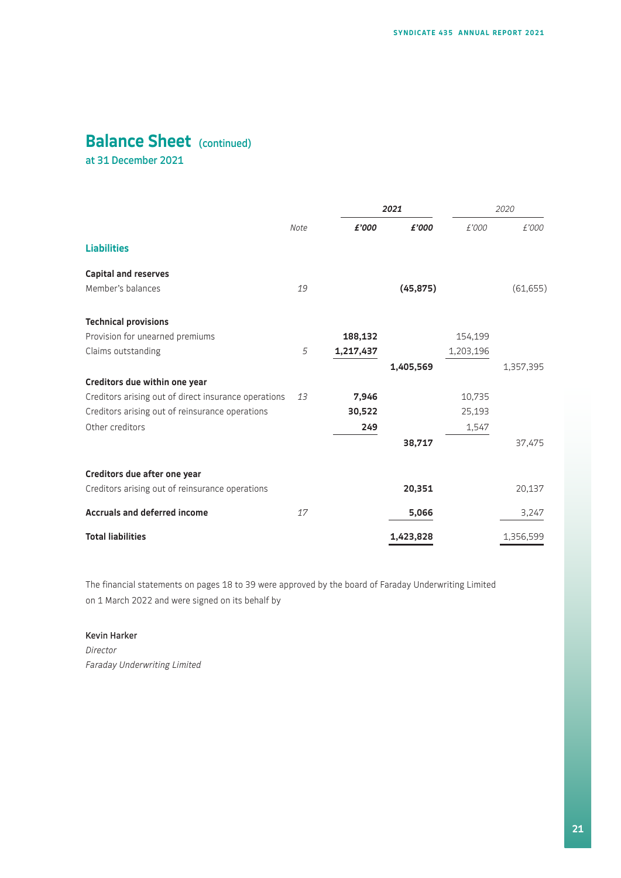# Balance Sheet (continued)

at 31 December 2021

| | Note | 2021 £'000 | 2021 £'000 | 2020 £'000 | 2020 £'000 |
|---|---|---|---|---|---|
| **Liabilities** | | | | | |
| **Capital and reserves** | | | | | |
| Member's balances | 19 | | **(45,875)** | | (61,655) |
| **Technical provisions** | | | | | |
| Provision for unearned premiums | | **188,132** | | 154,199 | |
| Claims outstanding | 5 | **1,217,437** | | 1,203,196 | |
| | | | **1,405,569** | | 1,357,395 |
| **Creditors due within one year** | | | | | |
| Creditors arising out of direct insurance operations | 13 | **7,946** | | 10,735 | |
| Creditors arising out of reinsurance operations | | **30,522** | | 25,193 | |
| Other creditors | | **249** | | 1,547 | |
| | | | **38,717** | | 37,475 |
| **Creditors due after one year** | | | | | |
| Creditors arising out of reinsurance operations | | | **20,351** | | 20,137 |
| **Accruals and deferred income** | 17 | | **5,066** | | 3,247 |
| **Total liabilities** | | | **1,423,828** | | 1,356,599 |

The financial statements on pages 18 to 39 were approved by the board of Faraday Underwriting Limited on 1 March 2022 and were signed on its behalf by

Kevin Harker
*Director*
*Faraday Underwriting Limited*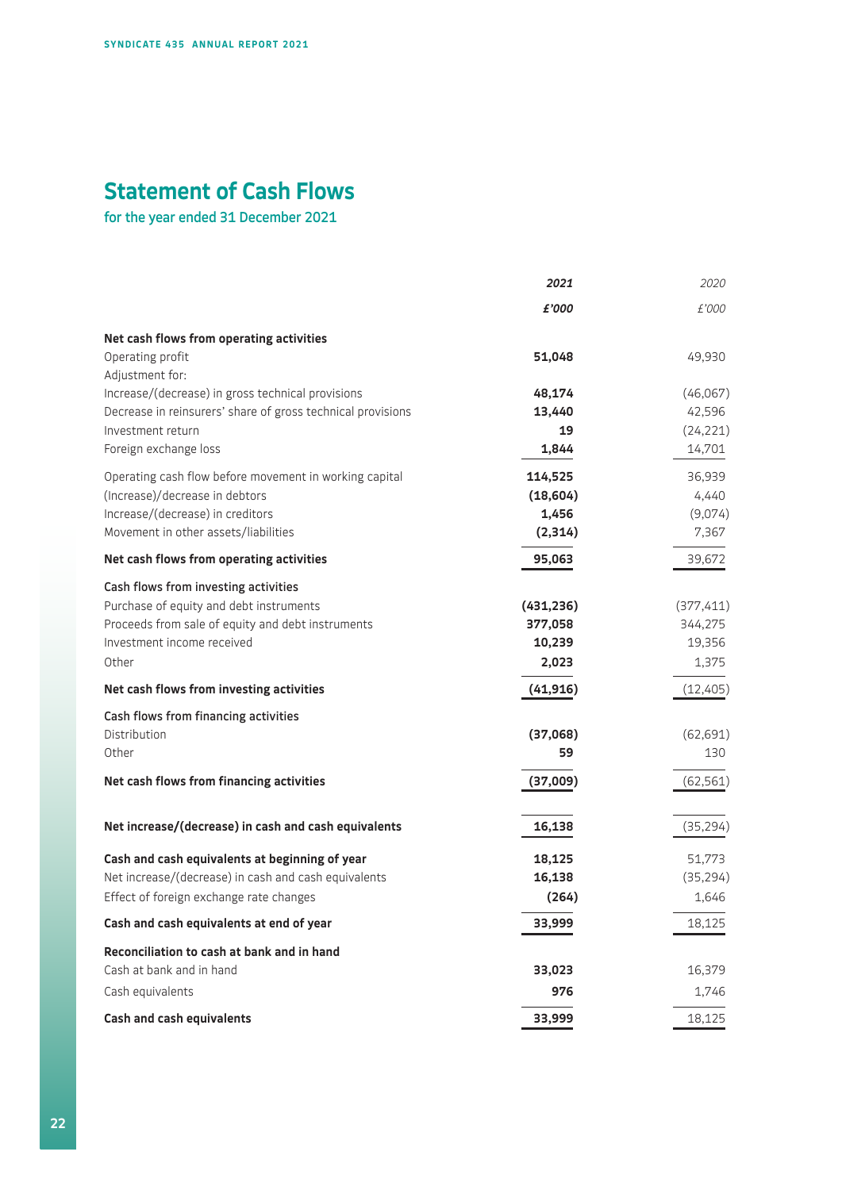# Statement of Cash Flows

## for the year ended 31 December 2021

| | 2021 | 2020 |
|---|---|---|
| | £'000 | £'000 |
| **Net cash flows from operating activities** | | |
| Operating profit | **51,048** | 49,930 |
| Adjustment for: | | |
| Increase/(decrease) in gross technical provisions | **48,174** | (46,067) |
| Decrease in reinsurers' share of gross technical provisions | **13,440** | 42,596 |
| Investment return | **19** | (24,221) |
| Foreign exchange loss | **1,844** | 14,701 |
| Operating cash flow before movement in working capital | **114,525** | 36,939 |
| (Increase)/decrease in debtors | **(18,604)** | 4,440 |
| Increase/(decrease) in creditors | **1,456** | (9,074) |
| Movement in other assets/liabilities | **(2,314)** | 7,367 |
| **Net cash flows from operating activities** | **95,063** | 39,672 |
| Cash flows from investing activities | | |
| Purchase of equity and debt instruments | **(431,236)** | (377,411) |
| Proceeds from sale of equity and debt instruments | **377,058** | 344,275 |
| Investment income received | **10,239** | 19,356 |
| Other | **2,023** | 1,375 |
| **Net cash flows from investing activities** | **(41,916)** | (12,405) |
| Cash flows from financing activities | | |
| Distribution | **(37,068)** | (62,691) |
| Other | **59** | 130 |
| **Net cash flows from financing activities** | **(37,009)** | (62,561) |
| **Net increase/(decrease) in cash and cash equivalents** | **16,138** | (35,294) |
| **Cash and cash equivalents at beginning of year** | **18,125** | 51,773 |
| Net increase/(decrease) in cash and cash equivalents | **16,138** | (35,294) |
| Effect of foreign exchange rate changes | **(264)** | 1,646 |
| **Cash and cash equivalents at end of year** | **33,999** | 18,125 |
| **Reconciliation to cash at bank and in hand** | | |
| Cash at bank and in hand | **33,023** | 16,379 |
| Cash equivalents | **976** | 1,746 |
| **Cash and cash equivalents** | **33,999** | 18,125 |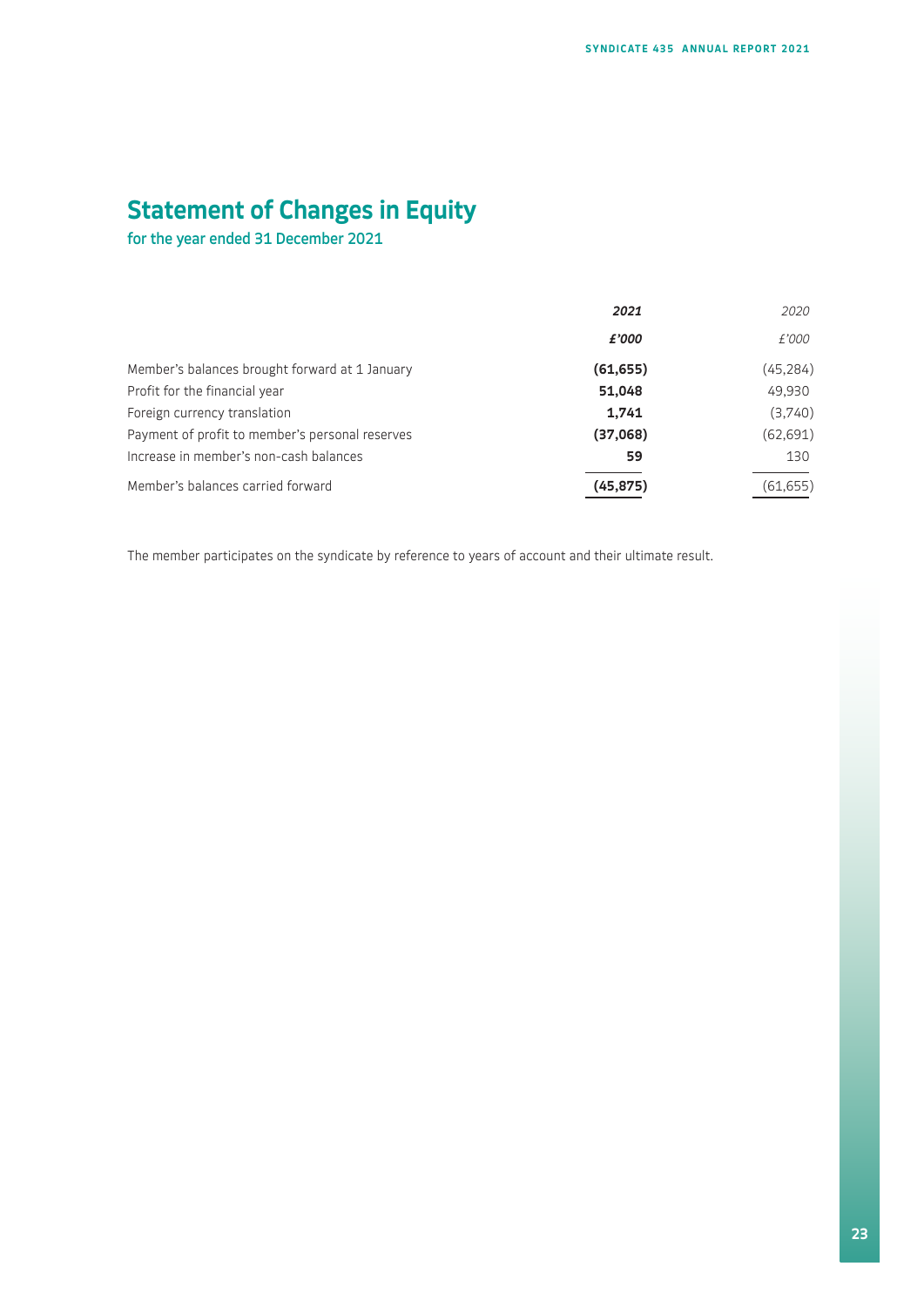# Statement of Changes in Equity

for the year ended 31 December 2021

| | **2021** | 2020 |
|---|---|---|
| | ***£'000*** | *£'000* |
| Member's balances brought forward at 1 January | **(61,655)** | (45,284) |
| Profit for the financial year | **51,048** | 49,930 |
| Foreign currency translation | **1,741** | (3,740) |
| Payment of profit to member's personal reserves | **(37,068)** | (62,691) |
| Increase in member's non-cash balances | **59** | 130 |
| Member's balances carried forward | **(45,875)** | (61,655) |

The member participates on the syndicate by reference to years of account and their ultimate result.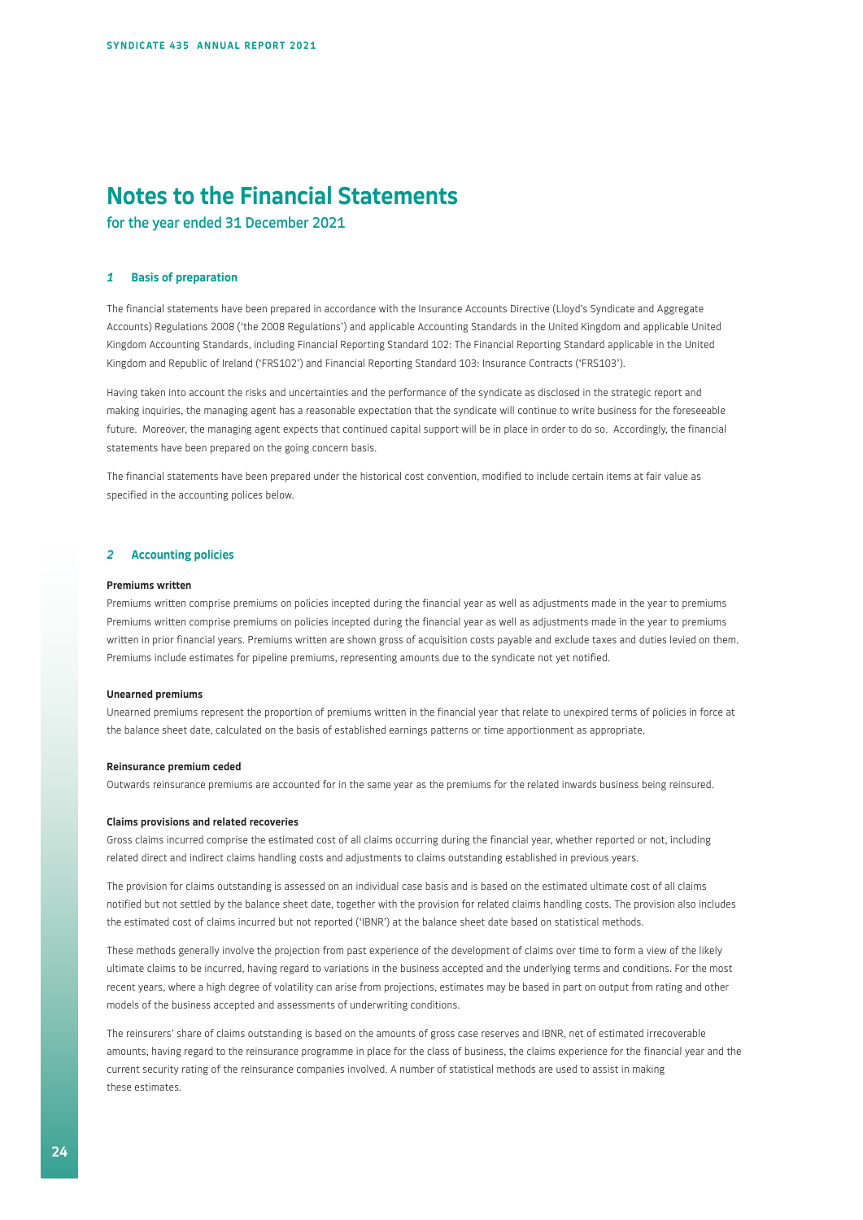# Notes to the Financial Statements

for the year ended 31 December 2021

## 1 Basis of preparation

The financial statements have been prepared in accordance with the Insurance Accounts Directive (Lloyd's Syndicate and Aggregate Accounts) Regulations 2008 ('the 2008 Regulations') and applicable Accounting Standards in the United Kingdom and applicable United Kingdom Accounting Standards, including Financial Reporting Standard 102: The Financial Reporting Standard applicable in the United Kingdom and Republic of Ireland ('FRS102') and Financial Reporting Standard 103: Insurance Contracts ('FRS103').

Having taken into account the risks and uncertainties and the performance of the syndicate as disclosed in the strategic report and making inquiries, the managing agent has a reasonable expectation that the syndicate will continue to write business for the foreseeable future. Moreover, the managing agent expects that continued capital support will be in place in order to do so. Accordingly, the financial statements have been prepared on the going concern basis.

The financial statements have been prepared under the historical cost convention, modified to include certain items at fair value as specified in the accounting polices below.

## 2 Accounting policies

**Premiums written**

Premiums written comprise premiums on policies incepted during the financial year as well as adjustments made in the year to premiums Premiums written comprise premiums on policies incepted during the financial year as well as adjustments made in the year to premiums written in prior financial years. Premiums written are shown gross of acquisition costs payable and exclude taxes and duties levied on them. Premiums include estimates for pipeline premiums, representing amounts due to the syndicate not yet notified.

**Unearned premiums**

Unearned premiums represent the proportion of premiums written in the financial year that relate to unexpired terms of policies in force at the balance sheet date, calculated on the basis of established earnings patterns or time apportionment as appropriate.

**Reinsurance premium ceded**

Outwards reinsurance premiums are accounted for in the same year as the premiums for the related inwards business being reinsured.

**Claims provisions and related recoveries**

Gross claims incurred comprise the estimated cost of all claims occurring during the financial year, whether reported or not, including related direct and indirect claims handling costs and adjustments to claims outstanding established in previous years.

The provision for claims outstanding is assessed on an individual case basis and is based on the estimated ultimate cost of all claims notified but not settled by the balance sheet date, together with the provision for related claims handling costs. The provision also includes the estimated cost of claims incurred but not reported ('IBNR') at the balance sheet date based on statistical methods.

These methods generally involve the projection from past experience of the development of claims over time to form a view of the likely ultimate claims to be incurred, having regard to variations in the business accepted and the underlying terms and conditions. For the most recent years, where a high degree of volatility can arise from projections, estimates may be based in part on output from rating and other models of the business accepted and assessments of underwriting conditions.

The reinsurers' share of claims outstanding is based on the amounts of gross case reserves and IBNR, net of estimated irrecoverable amounts, having regard to the reinsurance programme in place for the class of business, the claims experience for the financial year and the current security rating of the reinsurance companies involved. A number of statistical methods are used to assist in making these estimates.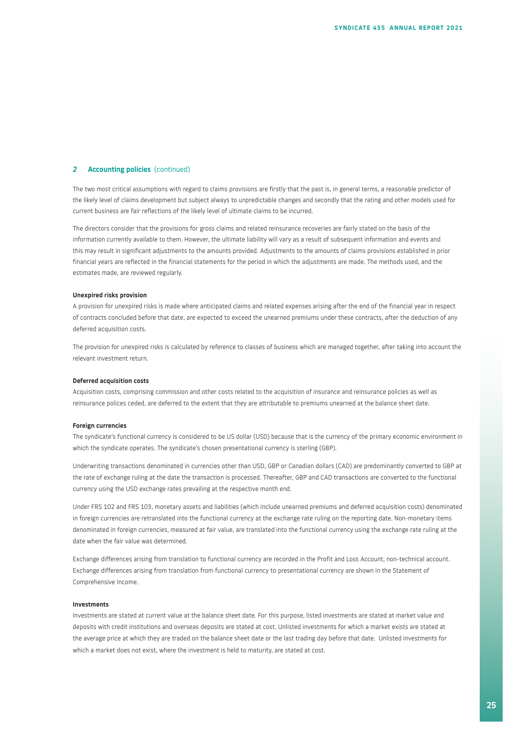## 2 Accounting policies (continued)

The two most critical assumptions with regard to claims provisions are firstly that the past is, in general terms, a reasonable predictor of the likely level of claims development but subject always to unpredictable changes and secondly that the rating and other models used for current business are fair reflections of the likely level of ultimate claims to be incurred.

The directors consider that the provisions for gross claims and related reinsurance recoveries are fairly stated on the basis of the information currently available to them. However, the ultimate liability will vary as a result of subsequent information and events and this may result in significant adjustments to the amounts provided. Adjustments to the amounts of claims provisions established in prior financial years are reflected in the financial statements for the period in which the adjustments are made. The methods used, and the estimates made, are reviewed regularly.

**Unexpired risks provision**

A provision for unexpired risks is made where anticipated claims and related expenses arising after the end of the financial year in respect of contracts concluded before that date, are expected to exceed the unearned premiums under these contracts, after the deduction of any deferred acquisition costs.

The provision for unexpired risks is calculated by reference to classes of business which are managed together, after taking into account the relevant investment return.

**Deferred acquisition costs**

Acquisition costs, comprising commission and other costs related to the acquisition of insurance and reinsurance policies as well as reinsurance polices ceded, are deferred to the extent that they are attributable to premiums unearned at the balance sheet date.

**Foreign currencies**

The syndicate's functional currency is considered to be US dollar (USD) because that is the currency of the primary economic environment in which the syndicate operates. The syndicate's chosen presentational currency is sterling (GBP).

Underwriting transactions denominated in currencies other than USD, GBP or Canadian dollars (CAD) are predominantly converted to GBP at the rate of exchange ruling at the date the transaction is processed. Thereafter, GBP and CAD transactions are converted to the functional currency using the USD exchange rates prevailing at the respective month end.

Under FRS 102 and FRS 103, monetary assets and liabilities (which include unearned premiums and deferred acquisition costs) denominated in foreign currencies are retranslated into the functional currency at the exchange rate ruling on the reporting date. Non-monetary items denominated in foreign currencies, measured at fair value, are translated into the functional currency using the exchange rate ruling at the date when the fair value was determined.

Exchange differences arising from translation to functional currency are recorded in the Profit and Loss Account, non-technical account. Exchange differences arising from translation from functional currency to presentational currency are shown in the Statement of Comprehensive Income.

**Investments**

Investments are stated at current value at the balance sheet date. For this purpose, listed investments are stated at market value and deposits with credit institutions and overseas deposits are stated at cost. Unlisted investments for which a market exists are stated at the average price at which they are traded on the balance sheet date or the last trading day before that date. Unlisted investments for which a market does not exist, where the investment is held to maturity, are stated at cost.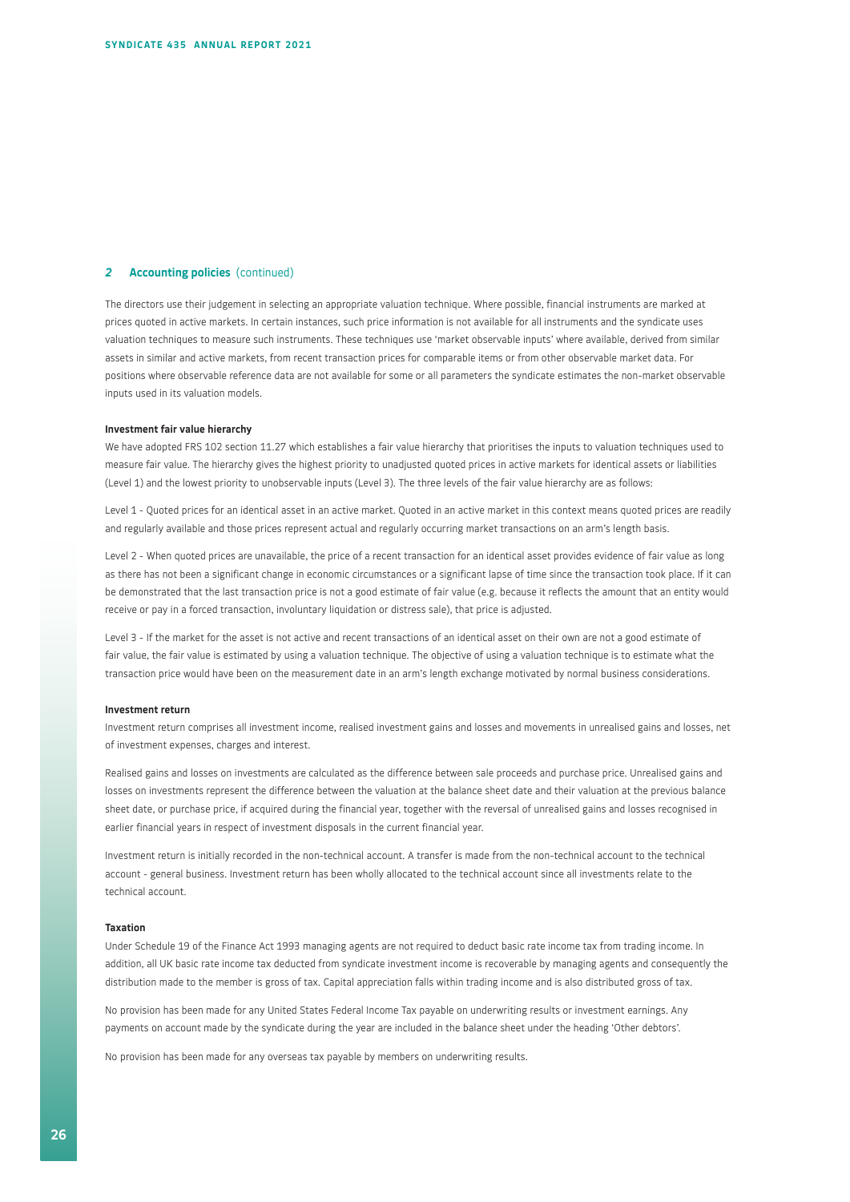## 2 Accounting policies (continued)

The directors use their judgement in selecting an appropriate valuation technique. Where possible, financial instruments are marked at prices quoted in active markets. In certain instances, such price information is not available for all instruments and the syndicate uses valuation techniques to measure such instruments. These techniques use 'market observable inputs' where available, derived from similar assets in similar and active markets, from recent transaction prices for comparable items or from other observable market data. For positions where observable reference data are not available for some or all parameters the syndicate estimates the non-market observable inputs used in its valuation models.

**Investment fair value hierarchy**

We have adopted FRS 102 section 11.27 which establishes a fair value hierarchy that prioritises the inputs to valuation techniques used to measure fair value. The hierarchy gives the highest priority to unadjusted quoted prices in active markets for identical assets or liabilities (Level 1) and the lowest priority to unobservable inputs (Level 3). The three levels of the fair value hierarchy are as follows:

Level 1 - Quoted prices for an identical asset in an active market. Quoted in an active market in this context means quoted prices are readily and regularly available and those prices represent actual and regularly occurring market transactions on an arm's length basis.

Level 2 - When quoted prices are unavailable, the price of a recent transaction for an identical asset provides evidence of fair value as long as there has not been a significant change in economic circumstances or a significant lapse of time since the transaction took place. If it can be demonstrated that the last transaction price is not a good estimate of fair value (e.g. because it reflects the amount that an entity would receive or pay in a forced transaction, involuntary liquidation or distress sale), that price is adjusted.

Level 3 - If the market for the asset is not active and recent transactions of an identical asset on their own are not a good estimate of fair value, the fair value is estimated by using a valuation technique. The objective of using a valuation technique is to estimate what the transaction price would have been on the measurement date in an arm's length exchange motivated by normal business considerations.

**Investment return**

Investment return comprises all investment income, realised investment gains and losses and movements in unrealised gains and losses, net of investment expenses, charges and interest.

Realised gains and losses on investments are calculated as the difference between sale proceeds and purchase price. Unrealised gains and losses on investments represent the difference between the valuation at the balance sheet date and their valuation at the previous balance sheet date, or purchase price, if acquired during the financial year, together with the reversal of unrealised gains and losses recognised in earlier financial years in respect of investment disposals in the current financial year.

Investment return is initially recorded in the non-technical account. A transfer is made from the non-technical account to the technical account - general business. Investment return has been wholly allocated to the technical account since all investments relate to the technical account.

**Taxation**

Under Schedule 19 of the Finance Act 1993 managing agents are not required to deduct basic rate income tax from trading income. In addition, all UK basic rate income tax deducted from syndicate investment income is recoverable by managing agents and consequently the distribution made to the member is gross of tax. Capital appreciation falls within trading income and is also distributed gross of tax.

No provision has been made for any United States Federal Income Tax payable on underwriting results or investment earnings. Any payments on account made by the syndicate during the year are included in the balance sheet under the heading 'Other debtors'.

No provision has been made for any overseas tax payable by members on underwriting results.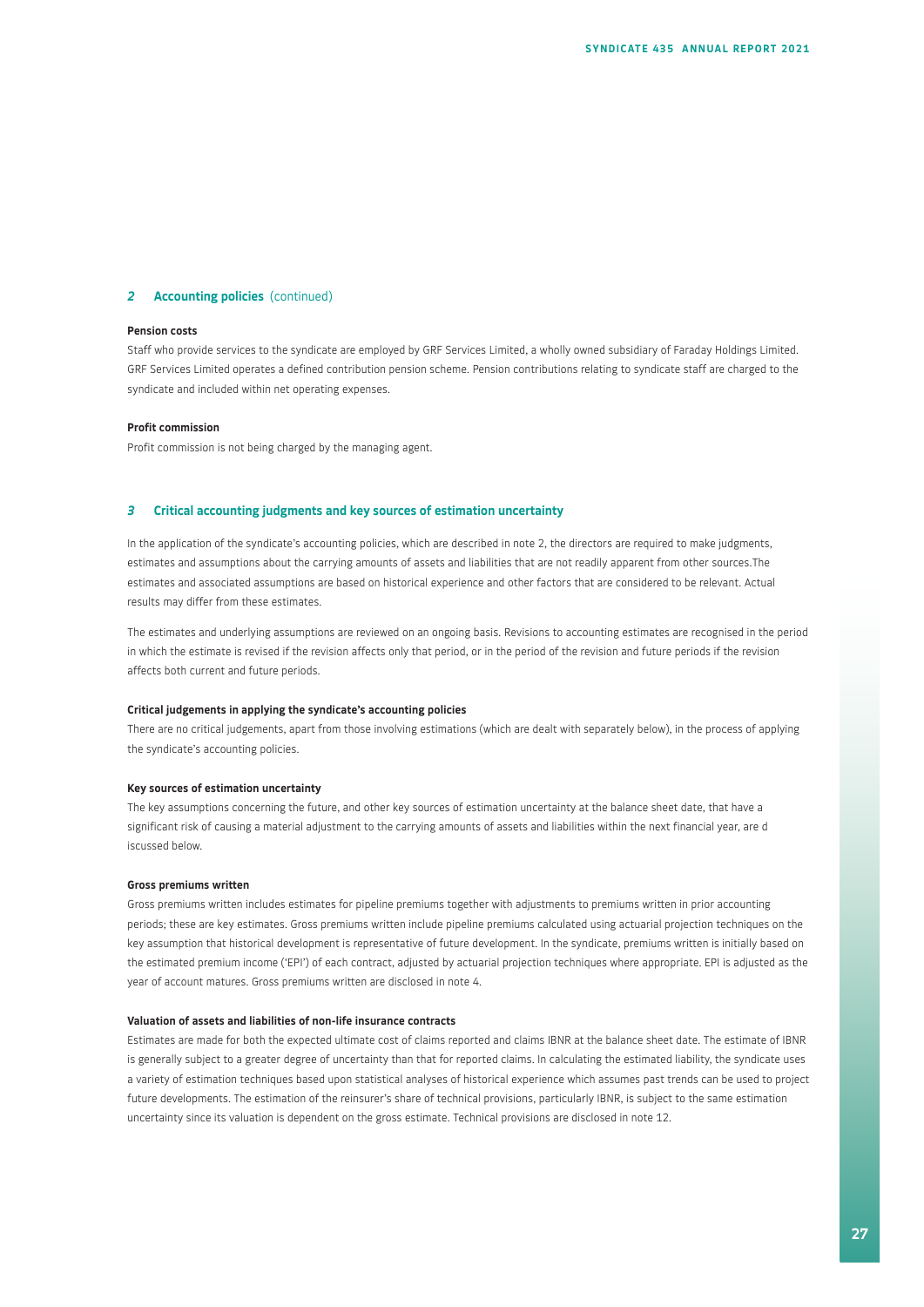## 2 Accounting policies (continued)

**Pension costs**

Staff who provide services to the syndicate are employed by GRF Services Limited, a wholly owned subsidiary of Faraday Holdings Limited. GRF Services Limited operates a defined contribution pension scheme. Pension contributions relating to syndicate staff are charged to the syndicate and included within net operating expenses.

**Profit commission**

Profit commission is not being charged by the managing agent.

## 3 Critical accounting judgments and key sources of estimation uncertainty

In the application of the syndicate's accounting policies, which are described in note 2, the directors are required to make judgments, estimates and assumptions about the carrying amounts of assets and liabilities that are not readily apparent from other sources.The estimates and associated assumptions are based on historical experience and other factors that are considered to be relevant. Actual results may differ from these estimates.

The estimates and underlying assumptions are reviewed on an ongoing basis. Revisions to accounting estimates are recognised in the period in which the estimate is revised if the revision affects only that period, or in the period of the revision and future periods if the revision affects both current and future periods.

**Critical judgements in applying the syndicate's accounting policies**

There are no critical judgements, apart from those involving estimations (which are dealt with separately below), in the process of applying the syndicate's accounting policies.

**Key sources of estimation uncertainty**

The key assumptions concerning the future, and other key sources of estimation uncertainty at the balance sheet date, that have a significant risk of causing a material adjustment to the carrying amounts of assets and liabilities within the next financial year, are d iscussed below.

**Gross premiums written**

Gross premiums written includes estimates for pipeline premiums together with adjustments to premiums written in prior accounting periods; these are key estimates. Gross premiums written include pipeline premiums calculated using actuarial projection techniques on the key assumption that historical development is representative of future development. In the syndicate, premiums written is initially based on the estimated premium income ('EPI') of each contract, adjusted by actuarial projection techniques where appropriate. EPI is adjusted as the year of account matures. Gross premiums written are disclosed in note 4.

**Valuation of assets and liabilities of non-life insurance contracts**

Estimates are made for both the expected ultimate cost of claims reported and claims IBNR at the balance sheet date. The estimate of IBNR is generally subject to a greater degree of uncertainty than that for reported claims. In calculating the estimated liability, the syndicate uses a variety of estimation techniques based upon statistical analyses of historical experience which assumes past trends can be used to project future developments. The estimation of the reinsurer's share of technical provisions, particularly IBNR, is subject to the same estimation uncertainty since its valuation is dependent on the gross estimate. Technical provisions are disclosed in note 12.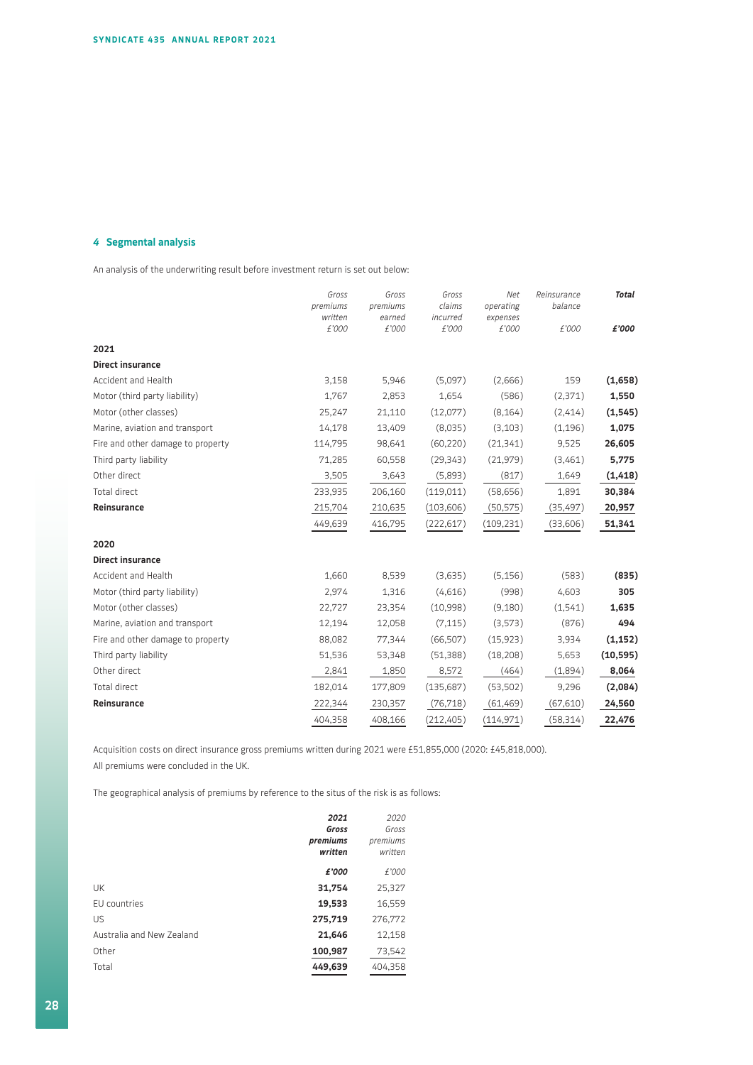## 4 Segmental analysis

An analysis of the underwriting result before investment return is set out below:

| | Gross premiums written £'000 | Gross premiums earned £'000 | Gross claims incurred £'000 | Net operating expenses £'000 | Reinsurance balance £'000 | **Total £'000** |
|---|---|---|---|---|---|---|
| **2021** | | | | | | |
| **Direct insurance** | | | | | | |
| Accident and Health | 3,158 | 5,946 | (5,097) | (2,666) | 159 | **(1,658)** |
| Motor (third party liability) | 1,767 | 2,853 | 1,654 | (586) | (2,371) | **1,550** |
| Motor (other classes) | 25,247 | 21,110 | (12,077) | (8,164) | (2,414) | **(1,545)** |
| Marine, aviation and transport | 14,178 | 13,409 | (8,035) | (3,103) | (1,196) | **1,075** |
| Fire and other damage to property | 114,795 | 98,641 | (60,220) | (21,341) | 9,525 | **26,605** |
| Third party liability | 71,285 | 60,558 | (29,343) | (21,979) | (3,461) | **5,775** |
| Other direct | 3,505 | 3,643 | (5,893) | (817) | 1,649 | **(1,418)** |
| Total direct | 233,935 | 206,160 | (119,011) | (58,656) | 1,891 | **30,384** |
| **Reinsurance** | 215,704 | 210,635 | (103,606) | (50,575) | (35,497) | **20,957** |
| | 449,639 | 416,795 | (222,617) | (109,231) | (33,606) | **51,341** |
| **2020** | | | | | | |
| **Direct insurance** | | | | | | |
| Accident and Health | 1,660 | 8,539 | (3,635) | (5,156) | (583) | **(835)** |
| Motor (third party liability) | 2,974 | 1,316 | (4,616) | (998) | 4,603 | **305** |
| Motor (other classes) | 22,727 | 23,354 | (10,998) | (9,180) | (1,541) | **1,635** |
| Marine, aviation and transport | 12,194 | 12,058 | (7,115) | (3,573) | (876) | **494** |
| Fire and other damage to property | 88,082 | 77,344 | (66,507) | (15,923) | 3,934 | **(1,152)** |
| Third party liability | 51,536 | 53,348 | (51,388) | (18,208) | 5,653 | **(10,595)** |
| Other direct | 2,841 | 1,850 | 8,572 | (464) | (1,894) | **8,064** |
| Total direct | 182,014 | 177,809 | (135,687) | (53,502) | 9,296 | **(2,084)** |
| **Reinsurance** | 222,344 | 230,357 | (76,718) | (61,469) | (67,610) | **24,560** |
| | 404,358 | 408,166 | (212,405) | (114,971) | (58,314) | **22,476** |

Acquisition costs on direct insurance gross premiums written during 2021 were £51,855,000 (2020: £45,818,000).

All premiums were concluded in the UK.

The geographical analysis of premiums by reference to the situs of the risk is as follows:

| | **2021 Gross premiums written £'000** | 2020 Gross premiums written £'000 |
|---|---|---|
| UK | **31,754** | 25,327 |
| EU countries | **19,533** | 16,559 |
| US | **275,719** | 276,772 |
| Australia and New Zealand | **21,646** | 12,158 |
| Other | **100,987** | 73,542 |
| Total | **449,639** | 404,358 |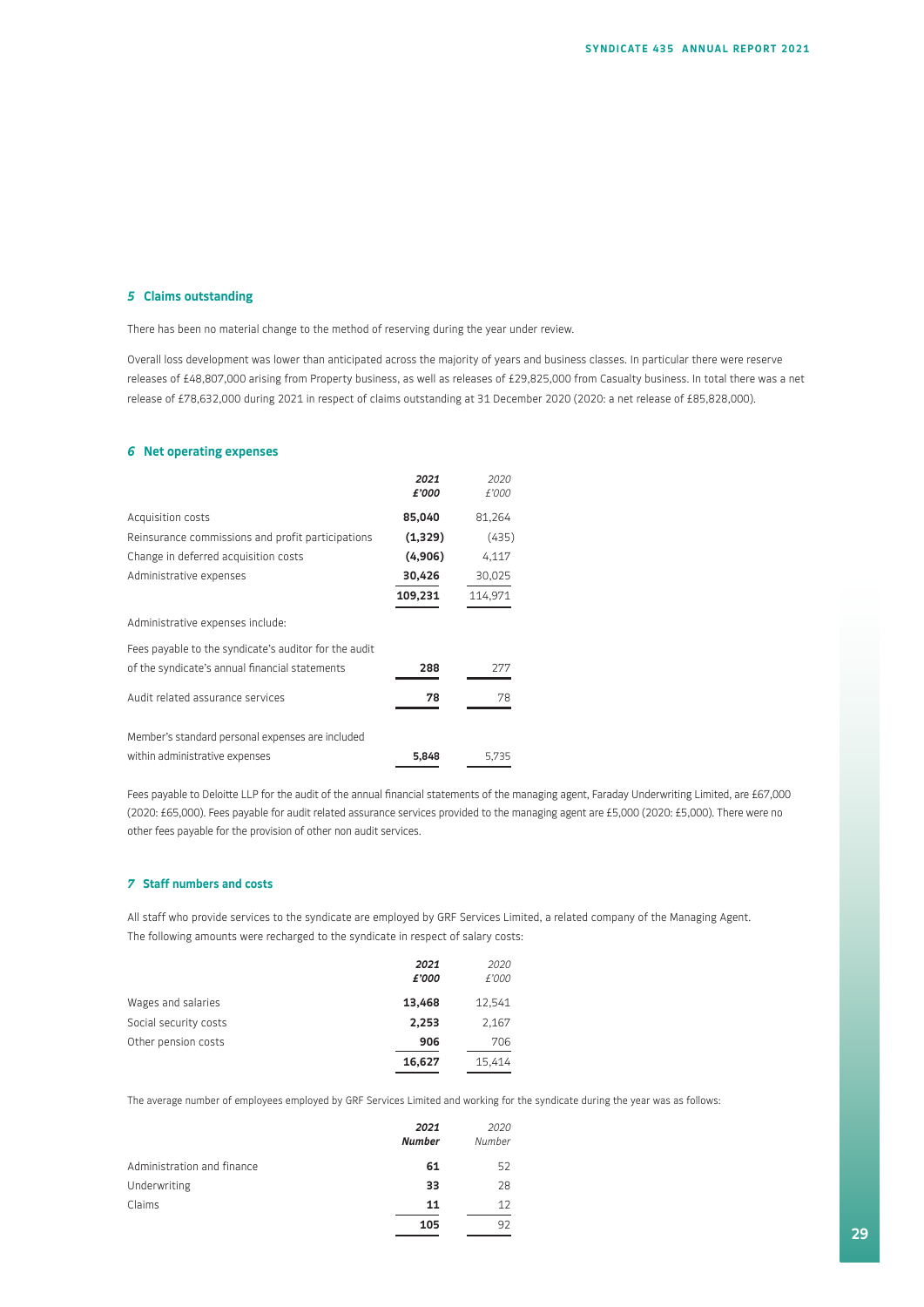## *5* Claims outstanding

There has been no material change to the method of reserving during the year under review.

Overall loss development was lower than anticipated across the majority of years and business classes. In particular there were reserve releases of £48,807,000 arising from Property business, as well as releases of £29,825,000 from Casualty business. In total there was a net release of £78,632,000 during 2021 in respect of claims outstanding at 31 December 2020 (2020: a net release of £85,828,000).

## *6* Net operating expenses

| | ***2021 £'000*** | *2020 £'000* |
|---|---|---|
| Acquisition costs | **85,040** | 81,264 |
| Reinsurance commissions and profit participations | **(1,329)** | (435) |
| Change in deferred acquisition costs | **(4,906)** | 4,117 |
| Administrative expenses | **30,426** | 30,025 |
| | **109,231** | 114,971 |
| Administrative expenses include: | | |
| Fees payable to the syndicate's auditor for the audit of the syndicate's annual financial statements | **288** | 277 |
| Audit related assurance services | **78** | 78 |
| Member's standard personal expenses are included within administrative expenses | **5,848** | 5,735 |

Fees payable to Deloitte LLP for the audit of the annual financial statements of the managing agent, Faraday Underwriting Limited, are £67,000 (2020: £65,000). Fees payable for audit related assurance services provided to the managing agent are £5,000 (2020: £5,000). There were no other fees payable for the provision of other non audit services.

## *7* Staff numbers and costs

All staff who provide services to the syndicate are employed by GRF Services Limited, a related company of the Managing Agent. The following amounts were recharged to the syndicate in respect of salary costs:

| | ***2021 £'000*** | *2020 £'000* |
|---|---|---|
| Wages and salaries | **13,468** | 12,541 |
| Social security costs | **2,253** | 2,167 |
| Other pension costs | **906** | 706 |
| | **16,627** | 15,414 |

The average number of employees employed by GRF Services Limited and working for the syndicate during the year was as follows:

| | ***2021 Number*** | *2020 Number* |
|---|---|---|
| Administration and finance | **61** | 52 |
| Underwriting | **33** | 28 |
| Claims | **11** | 12 |
| | **105** | 92 |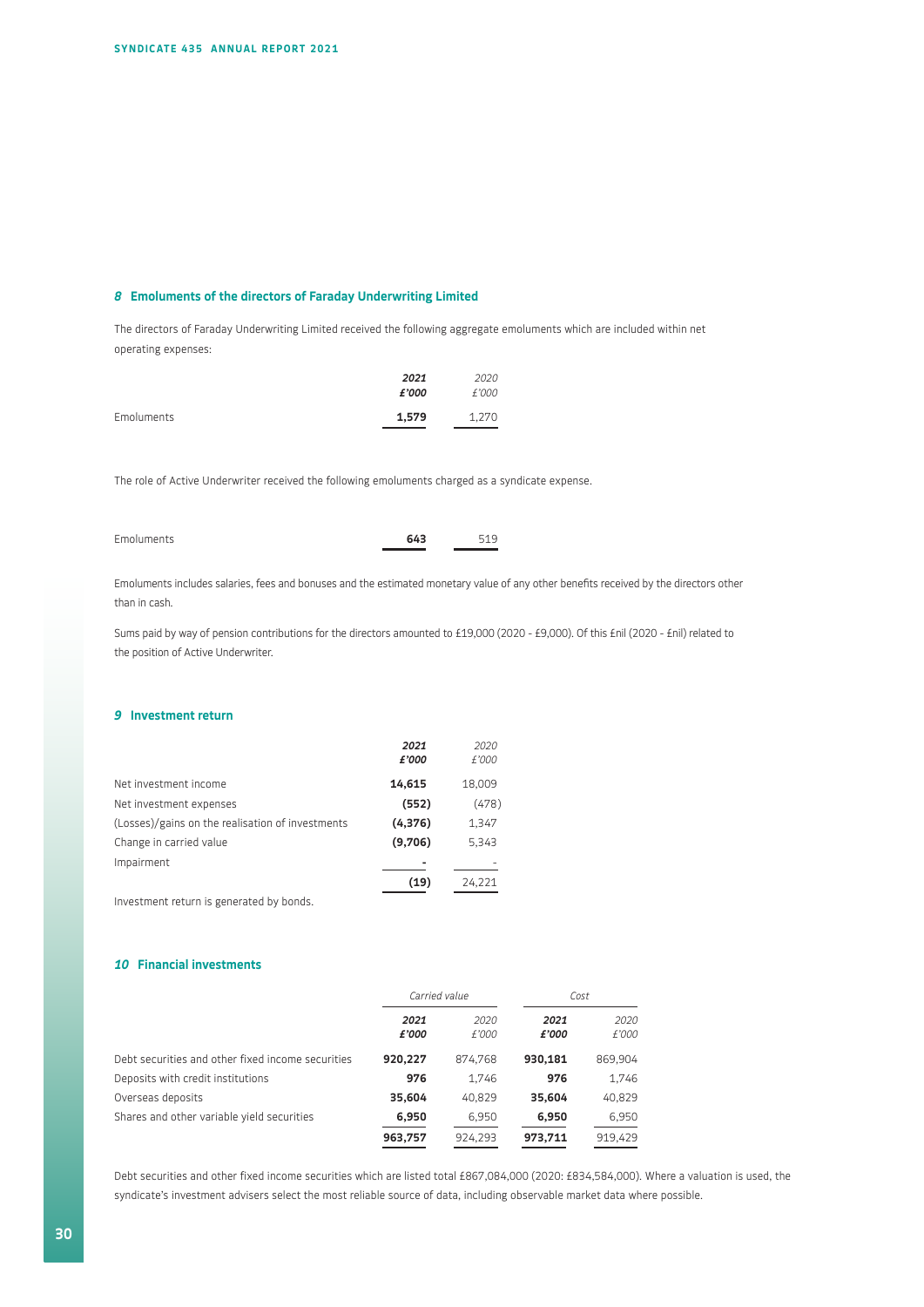## 8 Emoluments of the directors of Faraday Underwriting Limited

The directors of Faraday Underwriting Limited received the following aggregate emoluments which are included within net operating expenses:

| | 2021 £'000 | 2020 £'000 |
|---|---|---|
| Emoluments | **1,579** | 1,270 |

The role of Active Underwriter received the following emoluments charged as a syndicate expense.

| | 2021 £'000 | 2020 £'000 |
|---|---|---|
| Emoluments | **643** | 519 |

Emoluments includes salaries, fees and bonuses and the estimated monetary value of any other benefits received by the directors other than in cash.

Sums paid by way of pension contributions for the directors amounted to £19,000 (2020 - £9,000). Of this £nil (2020 - £nil) related to the position of Active Underwriter.

## 9 Investment return

| | 2021 £'000 | 2020 £'000 |
|---|---|---|
| Net investment income | **14,615** | 18,009 |
| Net investment expenses | **(552)** | (478) |
| (Losses)/gains on the realisation of investments | **(4,376)** | 1,347 |
| Change in carried value | **(9,706)** | 5,343 |
| Impairment | **-** | - |
| | **(19)** | 24,221 |

Investment return is generated by bonds.

## 10 Financial investments

| | Carried value | | Cost | |
|---|---|---|---|---|
| | 2021 £'000 | 2020 £'000 | 2021 £'000 | 2020 £'000 |
| Debt securities and other fixed income securities | **920,227** | 874,768 | **930,181** | 869,904 |
| Deposits with credit institutions | **976** | 1,746 | **976** | 1,746 |
| Overseas deposits | **35,604** | 40,829 | **35,604** | 40,829 |
| Shares and other variable yield securities | **6,950** | 6,950 | **6,950** | 6,950 |
| | **963,757** | 924,293 | **973,711** | 919,429 |

Debt securities and other fixed income securities which are listed total £867,084,000 (2020: £834,584,000). Where a valuation is used, the syndicate's investment advisers select the most reliable source of data, including observable market data where possible.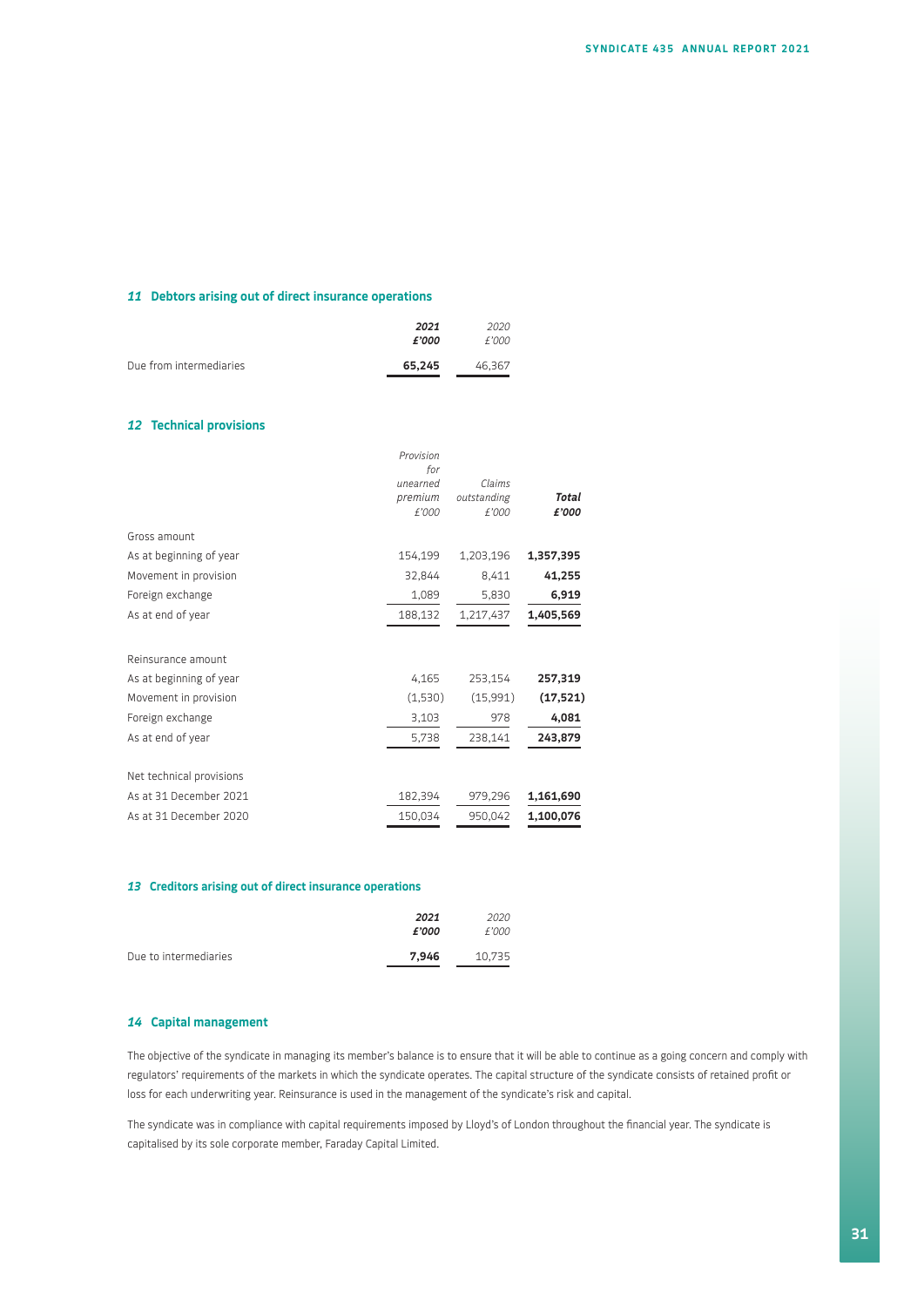## 11 Debtors arising out of direct insurance operations

| | 2021 £'000 | 2020 £'000 |
|---|---|---|
| Due from intermediaries | **65,245** | 46,367 |

## 12 Technical provisions

| | Provision for unearned premium £'000 | Claims outstanding £'000 | Total £'000 |
|---|---|---|---|
| Gross amount | | | |
| As at beginning of year | 154,199 | 1,203,196 | **1,357,395** |
| Movement in provision | 32,844 | 8,411 | **41,255** |
| Foreign exchange | 1,089 | 5,830 | **6,919** |
| As at end of year | 188,132 | 1,217,437 | **1,405,569** |
| | | | |
| Reinsurance amount | | | |
| As at beginning of year | 4,165 | 253,154 | **257,319** |
| Movement in provision | (1,530) | (15,991) | **(17,521)** |
| Foreign exchange | 3,103 | 978 | **4,081** |
| As at end of year | 5,738 | 238,141 | **243,879** |
| | | | |
| Net technical provisions | | | |
| As at 31 December 2021 | 182,394 | 979,296 | **1,161,690** |
| As at 31 December 2020 | 150,034 | 950,042 | **1,100,076** |

## 13 Creditors arising out of direct insurance operations

| | 2021 £'000 | 2020 £'000 |
|---|---|---|
| Due to intermediaries | **7,946** | 10,735 |

## 14 Capital management

The objective of the syndicate in managing its member's balance is to ensure that it will be able to continue as a going concern and comply with regulators' requirements of the markets in which the syndicate operates. The capital structure of the syndicate consists of retained profit or loss for each underwriting year. Reinsurance is used in the management of the syndicate's risk and capital.

The syndicate was in compliance with capital requirements imposed by Lloyd's of London throughout the financial year. The syndicate is capitalised by its sole corporate member, Faraday Capital Limited.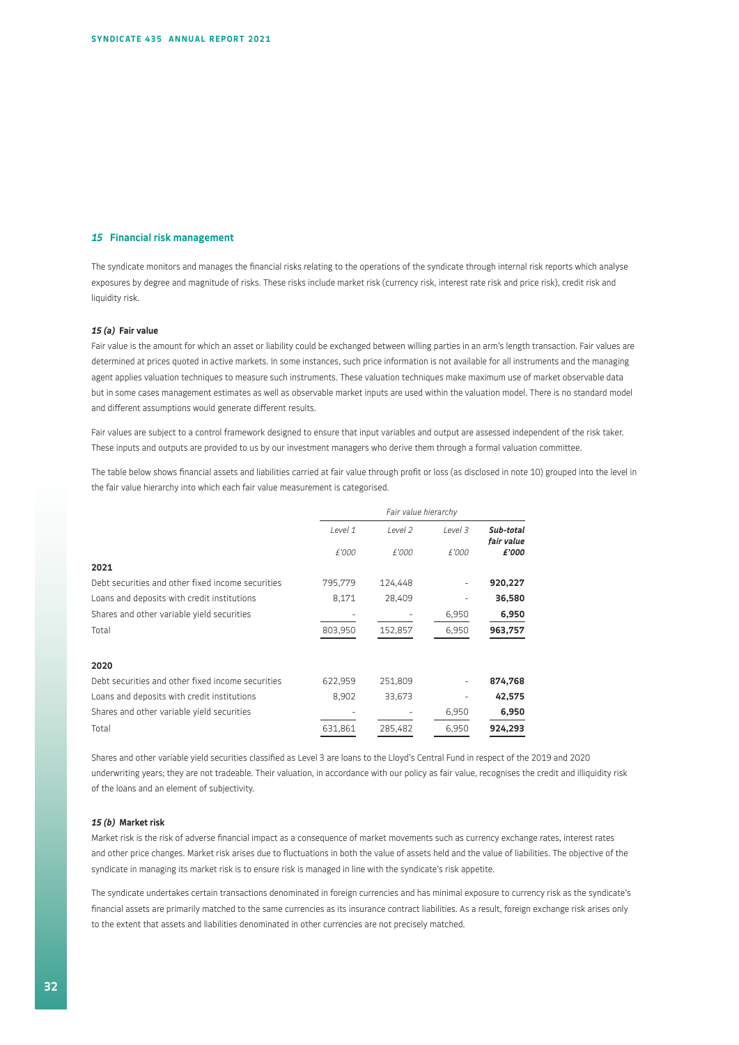## 15 Financial risk management

The syndicate monitors and manages the financial risks relating to the operations of the syndicate through internal risk reports which analyse exposures by degree and magnitude of risks. These risks include market risk (currency risk, interest rate risk and price risk), credit risk and liquidity risk.

### 15 (a) Fair value

Fair value is the amount for which an asset or liability could be exchanged between willing parties in an arm's length transaction. Fair values are determined at prices quoted in active markets. In some instances, such price information is not available for all instruments and the managing agent applies valuation techniques to measure such instruments. These valuation techniques make maximum use of market observable data but in some cases management estimates as well as observable market inputs are used within the valuation model. There is no standard model and different assumptions would generate different results.

Fair values are subject to a control framework designed to ensure that input variables and output are assessed independent of the risk taker. These inputs and outputs are provided to us by our investment managers who derive them through a formal valuation committee.

The table below shows financial assets and liabilities carried at fair value through profit or loss (as disclosed in note 10) grouped into the level in the fair value hierarchy into which each fair value measurement is categorised.

| | *Fair value hierarchy* | | | |
|---|---|---|---|---|
| | *Level 1* | *Level 2* | *Level 3* | ***Sub-total fair value*** |
| | *£'000* | *£'000* | *£'000* | ***£'000*** |
| **2021** | | | | |
| Debt securities and other fixed income securities | 795,779 | 124,448 | - | **920,227** |
| Loans and deposits with credit institutions | 8,171 | 28,409 | - | **36,580** |
| Shares and other variable yield securities | - | - | 6,950 | **6,950** |
| Total | 803,950 | 152,857 | 6,950 | **963,757** |
| **2020** | | | | |
| Debt securities and other fixed income securities | 622,959 | 251,809 | - | **874,768** |
| Loans and deposits with credit institutions | 8,902 | 33,673 | - | **42,575** |
| Shares and other variable yield securities | - | - | 6,950 | **6,950** |
| Total | 631,861 | 285,482 | 6,950 | **924,293** |

Shares and other variable yield securities classified as Level 3 are loans to the Lloyd's Central Fund in respect of the 2019 and 2020 underwriting years; they are not tradeable. Their valuation, in accordance with our policy as fair value, recognises the credit and illiquidity risk of the loans and an element of subjectivity.

### 15 (b) Market risk

Market risk is the risk of adverse financial impact as a consequence of market movements such as currency exchange rates, interest rates and other price changes. Market risk arises due to fluctuations in both the value of assets held and the value of liabilities. The objective of the syndicate in managing its market risk is to ensure risk is managed in line with the syndicate's risk appetite.

The syndicate undertakes certain transactions denominated in foreign currencies and has minimal exposure to currency risk as the syndicate's financial assets are primarily matched to the same currencies as its insurance contract liabilities. As a result, foreign exchange risk arises only to the extent that assets and liabilities denominated in other currencies are not precisely matched.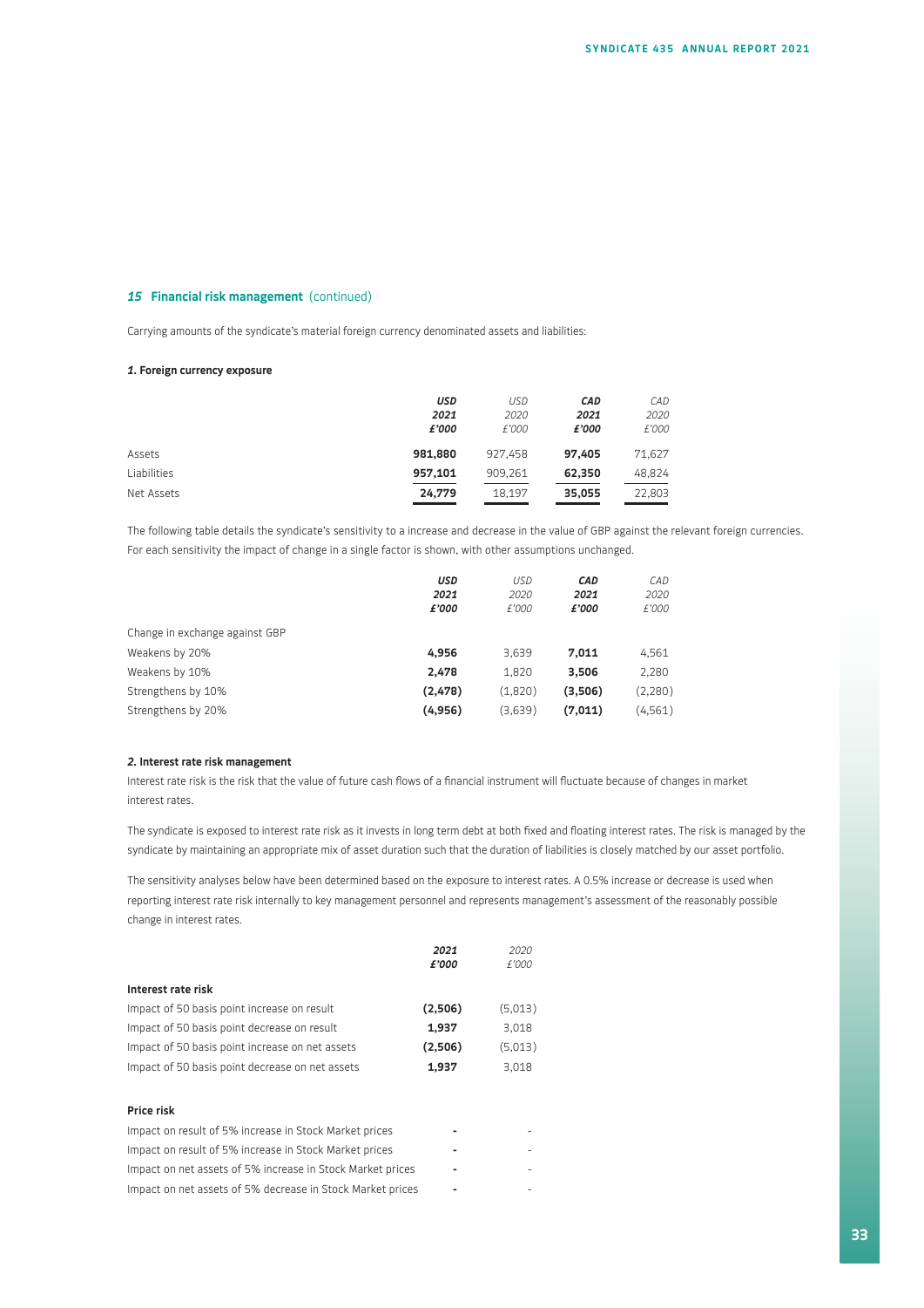## *15* Financial risk management (continued)

Carrying amounts of the syndicate's material foreign currency denominated assets and liabilities:

### *1.* Foreign currency exposure

| | ***USD 2021 £'000*** | *USD 2020 £'000* | ***CAD 2021 £'000*** | *CAD 2020 £'000* |
|---|---|---|---|---|
| Assets | **981,880** | 927,458 | **97,405** | 71,627 |
| Liabilities | **957,101** | 909,261 | **62,350** | 48,824 |
| Net Assets | **24,779** | 18,197 | **35,055** | 22,803 |

The following table details the syndicate's sensitivity to a increase and decrease in the value of GBP against the relevant foreign currencies. For each sensitivity the impact of change in a single factor is shown, with other assumptions unchanged.

| | ***USD 2021 £'000*** | *USD 2020 £'000* | ***CAD 2021 £'000*** | *CAD 2020 £'000* |
|---|---|---|---|---|
| Change in exchange against GBP | | | | |
| Weakens by 20% | **4,956** | 3,639 | **7,011** | 4,561 |
| Weakens by 10% | **2,478** | 1,820 | **3,506** | 2,280 |
| Strengthens by 10% | **(2,478)** | (1,820) | **(3,506)** | (2,280) |
| Strengthens by 20% | **(4,956)** | (3,639) | **(7,011)** | (4,561) |

### *2.* Interest rate risk management

Interest rate risk is the risk that the value of future cash flows of a financial instrument will fluctuate because of changes in market interest rates.

The syndicate is exposed to interest rate risk as it invests in long term debt at both fixed and floating interest rates. The risk is managed by the syndicate by maintaining an appropriate mix of asset duration such that the duration of liabilities is closely matched by our asset portfolio.

The sensitivity analyses below have been determined based on the exposure to interest rates. A 0.5% increase or decrease is used when reporting interest rate risk internally to key management personnel and represents management's assessment of the reasonably possible change in interest rates.

| | ***2021 £'000*** | *2020 £'000* |
|---|---|---|
| **Interest rate risk** | | |
| Impact of 50 basis point increase on result | **(2,506)** | (5,013) |
| Impact of 50 basis point decrease on result | **1,937** | 3,018 |
| Impact of 50 basis point increase on net assets | **(2,506)** | (5,013) |
| Impact of 50 basis point decrease on net assets | **1,937** | 3,018 |
| | | |
| **Price risk** | | |
| Impact on result of 5% increase in Stock Market prices | **-** | - |
| Impact on result of 5% increase in Stock Market prices | **-** | - |
| Impact on net assets of 5% increase in Stock Market prices | **-** | - |
| Impact on net assets of 5% decrease in Stock Market prices | **-** | - |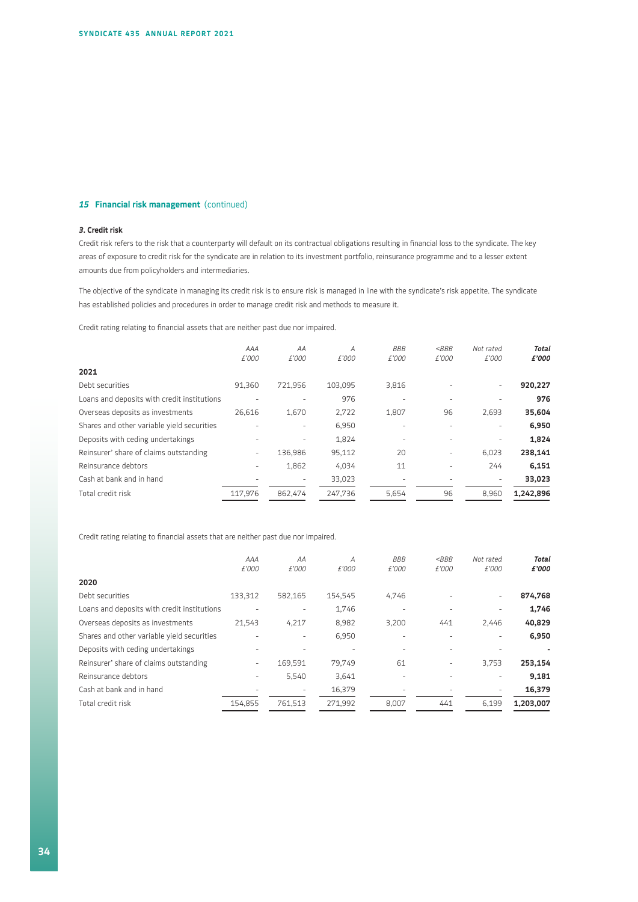### 15 Financial risk management (continued)

#### 3. Credit risk

Credit risk refers to the risk that a counterparty will default on its contractual obligations resulting in financial loss to the syndicate. The key areas of exposure to credit risk for the syndicate are in relation to its investment portfolio, reinsurance programme and to a lesser extent amounts due from policyholders and intermediaries.

The objective of the syndicate in managing its credit risk is to ensure risk is managed in line with the syndicate's risk appetite. The syndicate has established policies and procedures in order to manage credit risk and methods to measure it.

Credit rating relating to financial assets that are neither past due nor impaired.

| | *AAA £'000* | *AA £'000* | *A £'000* | *BBB £'000* | *<BBB £'000* | *Not rated £'000* | ***Total £'000*** |
|---|---|---|---|---|---|---|---|
| **2021** | | | | | | | |
| Debt securities | 91,360 | 721,956 | 103,095 | 3,816 | - | - | **920,227** |
| Loans and deposits with credit institutions | - | - | 976 | - | - | - | **976** |
| Overseas deposits as investments | 26,616 | 1,670 | 2,722 | 1,807 | 96 | 2,693 | **35,604** |
| Shares and other variable yield securities | - | - | 6,950 | - | - | - | **6,950** |
| Deposits with ceding undertakings | - | - | 1,824 | - | - | - | **1,824** |
| Reinsurer' share of claims outstanding | - | 136,986 | 95,112 | 20 | - | 6,023 | **238,141** |
| Reinsurance debtors | - | 1,862 | 4,034 | 11 | - | 244 | **6,151** |
| Cash at bank and in hand | - | - | 33,023 | - | - | - | **33,023** |
| Total credit risk | 117,976 | 862,474 | 247,736 | 5,654 | 96 | 8,960 | **1,242,896** |

Credit rating relating to financial assets that are neither past due nor impaired.

| | *AAA £'000* | *AA £'000* | *A £'000* | *BBB £'000* | *<BBB £'000* | *Not rated £'000* | ***Total £'000*** |
|---|---|---|---|---|---|---|---|
| **2020** | | | | | | | |
| Debt securities | 133,312 | 582,165 | 154,545 | 4,746 | - | - | **874,768** |
| Loans and deposits with credit institutions | - | - | 1,746 | - | - | - | **1,746** |
| Overseas deposits as investments | 21,543 | 4,217 | 8,982 | 3,200 | 441 | 2,446 | **40,829** |
| Shares and other variable yield securities | - | - | 6,950 | - | - | - | **6,950** |
| Deposits with ceding undertakings | - | - | - | - | - | - | **-** |
| Reinsurer' share of claims outstanding | - | 169,591 | 79,749 | 61 | - | 3,753 | **253,154** |
| Reinsurance debtors | - | 5,540 | 3,641 | - | - | - | **9,181** |
| Cash at bank and in hand | - | - | 16,379 | - | - | - | **16,379** |
| Total credit risk | 154,855 | 761,513 | 271,992 | 8,007 | 441 | 6,199 | **1,203,007** |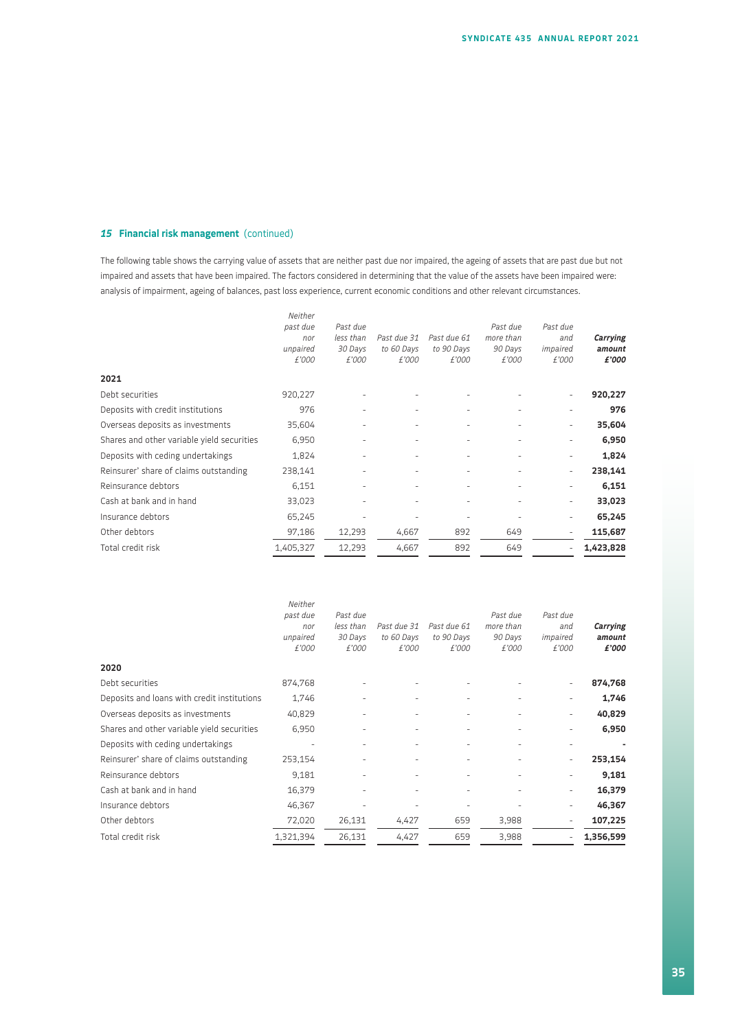## *15* **Financial risk management** (continued)

The following table shows the carrying value of assets that are neither past due nor impaired, the ageing of assets that are past due but not impaired and assets that have been impaired. The factors considered in determining that the value of the assets have been impaired were: analysis of impairment, ageing of balances, past loss experience, current economic conditions and other relevant circumstances.

| | *Neither past due nor unpaired £'000* | *Past due less than 30 Days £'000* | *Past due 31 to 60 Days £'000* | *Past due 61 to 90 Days £'000* | *Past due more than 90 Days £'000* | *Past due and impaired £'000* | ***Carrying amount £'000*** |
|---|---|---|---|---|---|---|---|
| **2021** | | | | | | | |
| Debt securities | 920,227 | - | - | - | - | - | **920,227** |
| Deposits with credit institutions | 976 | - | - | - | - | - | **976** |
| Overseas deposits as investments | 35,604 | - | - | - | - | - | **35,604** |
| Shares and other variable yield securities | 6,950 | - | - | - | - | - | **6,950** |
| Deposits with ceding undertakings | 1,824 | - | - | - | - | - | **1,824** |
| Reinsurer' share of claims outstanding | 238,141 | - | - | - | - | - | **238,141** |
| Reinsurance debtors | 6,151 | - | - | - | - | - | **6,151** |
| Cash at bank and in hand | 33,023 | - | - | - | - | - | **33,023** |
| Insurance debtors | 65,245 | - | - | - | - | - | **65,245** |
| Other debtors | 97,186 | 12,293 | 4,667 | 892 | 649 | - | **115,687** |
| Total credit risk | 1,405,327 | 12,293 | 4,667 | 892 | 649 | - | **1,423,828** |

| | *Neither past due nor unpaired £'000* | *Past due less than 30 Days £'000* | *Past due 31 to 60 Days £'000* | *Past due 61 to 90 Days £'000* | *Past due more than 90 Days £'000* | *Past due and impaired £'000* | ***Carrying amount £'000*** |
|---|---|---|---|---|---|---|---|
| **2020** | | | | | | | |
| Debt securities | 874,768 | - | - | - | - | - | **874,768** |
| Deposits and loans with credit institutions | 1,746 | - | - | - | - | - | **1,746** |
| Overseas deposits as investments | 40,829 | - | - | - | - | - | **40,829** |
| Shares and other variable yield securities | 6,950 | - | - | - | - | - | **6,950** |
| Deposits with ceding undertakings | - | - | - | - | - | - | **-** |
| Reinsurer' share of claims outstanding | 253,154 | - | - | - | - | - | **253,154** |
| Reinsurance debtors | 9,181 | - | - | - | - | - | **9,181** |
| Cash at bank and in hand | 16,379 | - | - | - | - | - | **16,379** |
| Insurance debtors | 46,367 | - | - | - | - | - | **46,367** |
| Other debtors | 72,020 | 26,131 | 4,427 | 659 | 3,988 | - | **107,225** |
| Total credit risk | 1,321,394 | 26,131 | 4,427 | 659 | 3,988 | - | **1,356,599** |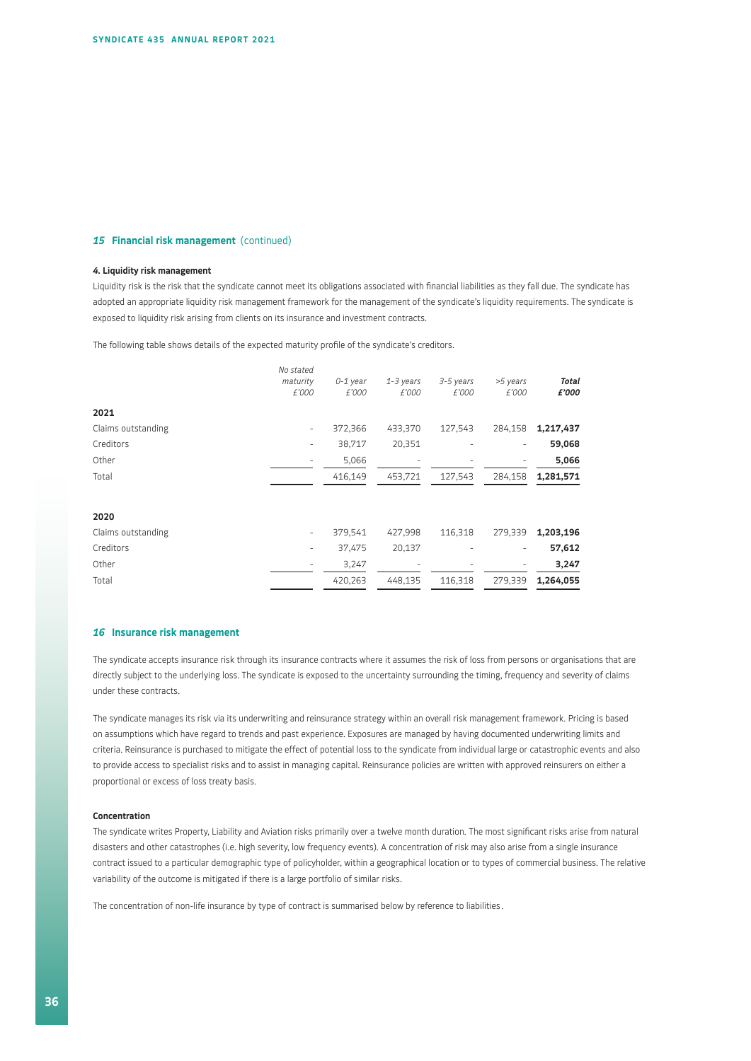## 15 Financial risk management (continued)

#### 4. Liquidity risk management

Liquidity risk is the risk that the syndicate cannot meet its obligations associated with financial liabilities as they fall due. The syndicate has adopted an appropriate liquidity risk management framework for the management of the syndicate's liquidity requirements. The syndicate is exposed to liquidity risk arising from clients on its insurance and investment contracts.

The following table shows details of the expected maturity profile of the syndicate's creditors.

| | *No stated maturity £'000* | *0-1 year £'000* | *1-3 years £'000* | *3-5 years £'000* | *>5 years £'000* | ***Total £'000*** |
|---|---|---|---|---|---|---|
| **2021** | | | | | | |
| Claims outstanding | - | 372,366 | 433,370 | 127,543 | 284,158 | **1,217,437** |
| Creditors | - | 38,717 | 20,351 | - | - | **59,068** |
| Other | - | 5,066 | - | - | - | **5,066** |
| Total | | 416,149 | 453,721 | 127,543 | 284,158 | **1,281,571** |
| | | | | | | |
| **2020** | | | | | | |
| Claims outstanding | - | 379,541 | 427,998 | 116,318 | 279,339 | **1,203,196** |
| Creditors | - | 37,475 | 20,137 | - | - | **57,612** |
| Other | - | 3,247 | - | - | - | **3,247** |
| Total | | 420,263 | 448,135 | 116,318 | 279,339 | **1,264,055** |

## 16 Insurance risk management

The syndicate accepts insurance risk through its insurance contracts where it assumes the risk of loss from persons or organisations that are directly subject to the underlying loss. The syndicate is exposed to the uncertainty surrounding the timing, frequency and severity of claims under these contracts.

The syndicate manages its risk via its underwriting and reinsurance strategy within an overall risk management framework. Pricing is based on assumptions which have regard to trends and past experience. Exposures are managed by having documented underwriting limits and criteria. Reinsurance is purchased to mitigate the effect of potential loss to the syndicate from individual large or catastrophic events and also to provide access to specialist risks and to assist in managing capital. Reinsurance policies are written with approved reinsurers on either a proportional or excess of loss treaty basis.

#### Concentration

The syndicate writes Property, Liability and Aviation risks primarily over a twelve month duration. The most significant risks arise from natural disasters and other catastrophes (i.e. high severity, low frequency events). A concentration of risk may also arise from a single insurance contract issued to a particular demographic type of policyholder, within a geographical location or to types of commercial business. The relative variability of the outcome is mitigated if there is a large portfolio of similar risks.

The concentration of non-life insurance by type of contract is summarised below by reference to liabilities.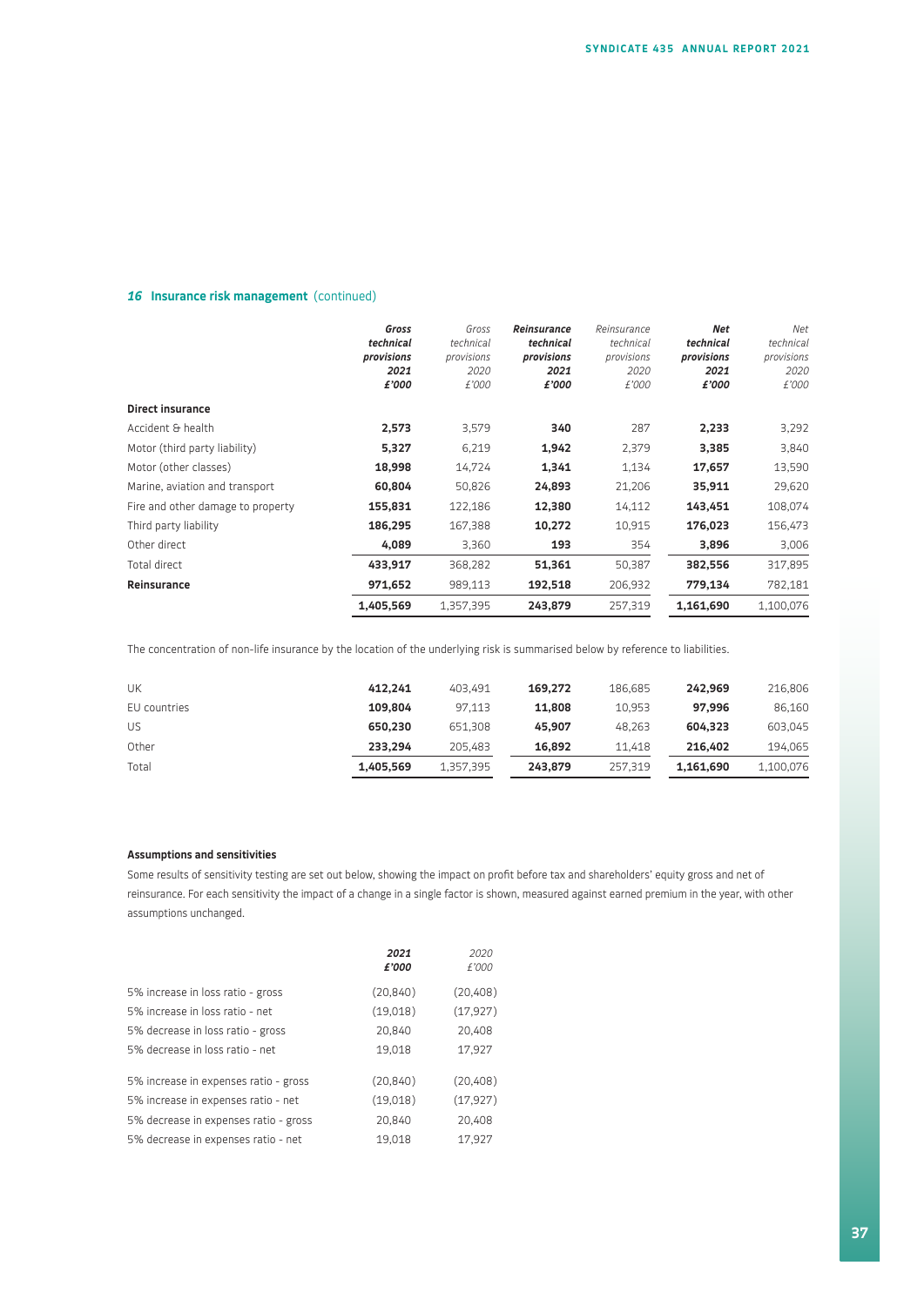## *16* Insurance risk management (continued)

| | ***Gross technical provisions 2021 £'000*** | *Gross technical provisions 2020 £'000* | ***Reinsurance technical provisions 2021 £'000*** | *Reinsurance technical provisions 2020 £'000* | ***Net technical provisions 2021 £'000*** | *Net technical provisions 2020 £'000* |
|---|---|---|---|---|---|---|
| **Direct insurance** | | | | | | |
| Accident & health | **2,573** | 3,579 | **340** | 287 | **2,233** | 3,292 |
| Motor (third party liability) | **5,327** | 6,219 | **1,942** | 2,379 | **3,385** | 3,840 |
| Motor (other classes) | **18,998** | 14,724 | **1,341** | 1,134 | **17,657** | 13,590 |
| Marine, aviation and transport | **60,804** | 50,826 | **24,893** | 21,206 | **35,911** | 29,620 |
| Fire and other damage to property | **155,831** | 122,186 | **12,380** | 14,112 | **143,451** | 108,074 |
| Third party liability | **186,295** | 167,388 | **10,272** | 10,915 | **176,023** | 156,473 |
| Other direct | **4,089** | 3,360 | **193** | 354 | **3,896** | 3,006 |
| Total direct | **433,917** | 368,282 | **51,361** | 50,387 | **382,556** | 317,895 |
| **Reinsurance** | **971,652** | 989,113 | **192,518** | 206,932 | **779,134** | 782,181 |
| | **1,405,569** | 1,357,395 | **243,879** | 257,319 | **1,161,690** | 1,100,076 |

The concentration of non-life insurance by the location of the underlying risk is summarised below by reference to liabilities.

| | ***Gross technical provisions 2021 £'000*** | *Gross technical provisions 2020 £'000* | ***Reinsurance technical provisions 2021 £'000*** | *Reinsurance technical provisions 2020 £'000* | ***Net technical provisions 2021 £'000*** | *Net technical provisions 2020 £'000* |
|---|---|---|---|---|---|---|
| UK | **412,241** | 403,491 | **169,272** | 186,685 | **242,969** | 216,806 |
| EU countries | **109,804** | 97,113 | **11,808** | 10,953 | **97,996** | 86,160 |
| US | **650,230** | 651,308 | **45,907** | 48,263 | **604,323** | 603,045 |
| Other | **233,294** | 205,483 | **16,892** | 11,418 | **216,402** | 194,065 |
| Total | **1,405,569** | 1,357,395 | **243,879** | 257,319 | **1,161,690** | 1,100,076 |

### Assumptions and sensitivities

Some results of sensitivity testing are set out below, showing the impact on profit before tax and shareholders' equity gross and net of reinsurance. For each sensitivity the impact of a change in a single factor is shown, measured against earned premium in the year, with other assumptions unchanged.

| | ***2021 £'000*** | *2020 £'000* |
|---|---|---|
| 5% increase in loss ratio - gross | (20,840) | (20,408) |
| 5% increase in loss ratio - net | (19,018) | (17,927) |
| 5% decrease in loss ratio - gross | 20,840 | 20,408 |
| 5% decrease in loss ratio - net | 19,018 | 17,927 |
| | | |
| 5% increase in expenses ratio - gross | (20,840) | (20,408) |
| 5% increase in expenses ratio - net | (19,018) | (17,927) |
| 5% decrease in expenses ratio - gross | 20,840 | 20,408 |
| 5% decrease in expenses ratio - net | 19,018 | 17,927 |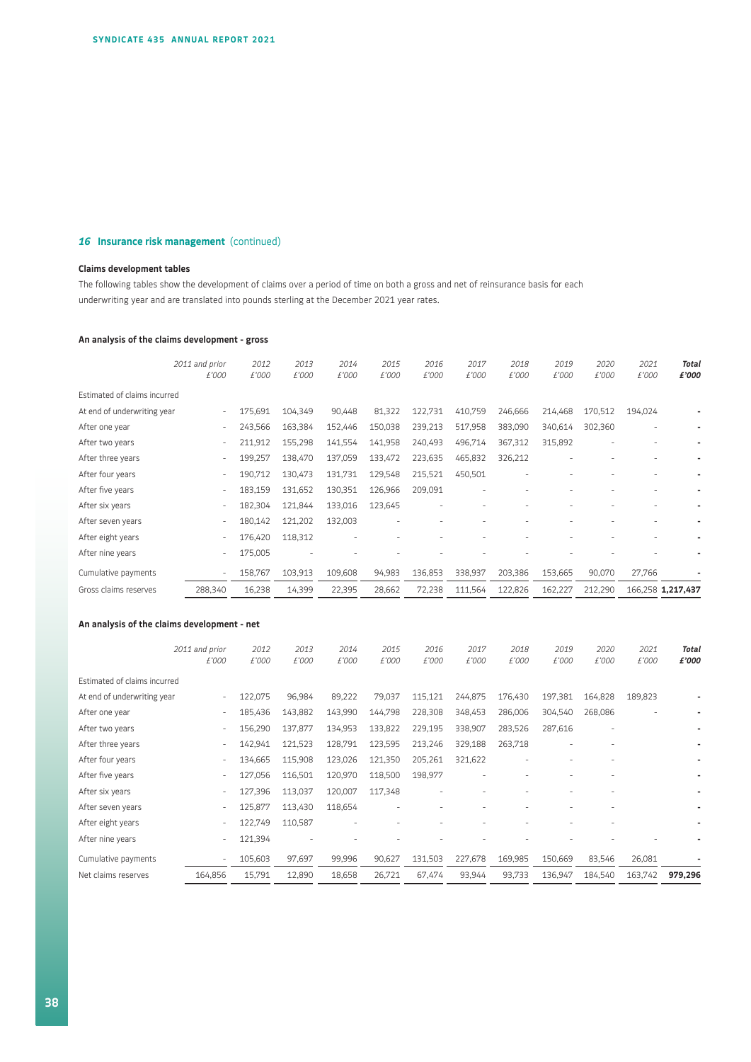## *16* Insurance risk management (continued)

### Claims development tables

The following tables show the development of claims over a period of time on both a gross and net of reinsurance basis for each underwriting year and are translated into pounds sterling at the December 2021 year rates.

#### An analysis of the claims development - gross

| | *2011 and prior £'000* | *2012 £'000* | *2013 £'000* | *2014 £'000* | *2015 £'000* | *2016 £'000* | *2017 £'000* | *2018 £'000* | *2019 £'000* | *2020 £'000* | *2021 £'000* | ***Total £'000*** |
|---|---|---|---|---|---|---|---|---|---|---|---|---|
| Estimated of claims incurred | | | | | | | | | | | | |
| At end of underwriting year | - | 175,691 | 104,349 | 90,448 | 81,322 | 122,731 | 410,759 | 246,666 | 214,468 | 170,512 | 194,024 | - |
| After one year | - | 243,566 | 163,384 | 152,446 | 150,038 | 239,213 | 517,958 | 383,090 | 340,614 | 302,360 | - | - |
| After two years | - | 211,912 | 155,298 | 141,554 | 141,958 | 240,493 | 496,714 | 367,312 | 315,892 | - | - | - |
| After three years | - | 199,257 | 138,470 | 137,059 | 133,472 | 223,635 | 465,832 | 326,212 | - | - | - | - |
| After four years | - | 190,712 | 130,473 | 131,731 | 129,548 | 215,521 | 450,501 | - | - | - | - | - |
| After five years | - | 183,159 | 131,652 | 130,351 | 126,966 | 209,091 | - | - | - | - | - | - |
| After six years | - | 182,304 | 121,844 | 133,016 | 123,645 | - | - | - | - | - | - | - |
| After seven years | - | 180,142 | 121,202 | 132,003 | - | - | - | - | - | - | - | - |
| After eight years | - | 176,420 | 118,312 | - | - | - | - | - | - | - | - | - |
| After nine years | - | 175,005 | - | - | - | - | - | - | - | - | - | - |
| Cumulative payments | - | 158,767 | 103,913 | 109,608 | 94,983 | 136,853 | 338,937 | 203,386 | 153,665 | 90,070 | 27,766 | - |
| Gross claims reserves | 288,340 | 16,238 | 14,399 | 22,395 | 28,662 | 72,238 | 111,564 | 122,826 | 162,227 | 212,290 | 166,258 | **1,217,437** |

#### An analysis of the claims development - net

| | *2011 and prior £'000* | *2012 £'000* | *2013 £'000* | *2014 £'000* | *2015 £'000* | *2016 £'000* | *2017 £'000* | *2018 £'000* | *2019 £'000* | *2020 £'000* | *2021 £'000* | ***Total £'000*** |
|---|---|---|---|---|---|---|---|---|---|---|---|---|
| Estimated of claims incurred | | | | | | | | | | | | |
| At end of underwriting year | - | 122,075 | 96,984 | 89,222 | 79,037 | 115,121 | 244,875 | 176,430 | 197,381 | 164,828 | 189,823 | - |
| After one year | - | 185,436 | 143,882 | 143,990 | 144,798 | 228,308 | 348,453 | 286,006 | 304,540 | 268,086 | - | - |
| After two years | - | 156,290 | 137,877 | 134,953 | 133,822 | 229,195 | 338,907 | 283,526 | 287,616 | - | | - |
| After three years | - | 142,941 | 121,523 | 128,791 | 123,595 | 213,246 | 329,188 | 263,718 | - | - | | - |
| After four years | - | 134,665 | 115,908 | 123,026 | 121,350 | 205,261 | 321,622 | - | - | - | | - |
| After five years | - | 127,056 | 116,501 | 120,970 | 118,500 | 198,977 | - | - | - | - | | - |
| After six years | - | 127,396 | 113,037 | 120,007 | 117,348 | - | - | - | - | - | | - |
| After seven years | - | 125,877 | 113,430 | 118,654 | - | - | - | - | - | - | | - |
| After eight years | - | 122,749 | 110,587 | - | - | - | - | - | - | - | | - |
| After nine years | - | 121,394 | - | - | - | - | - | - | - | - | - | - |
| Cumulative payments | - | 105,603 | 97,697 | 99,996 | 90,627 | 131,503 | 227,678 | 169,985 | 150,669 | 83,546 | 26,081 | - |
| Net claims reserves | 164,856 | 15,791 | 12,890 | 18,658 | 26,721 | 67,474 | 93,944 | 93,733 | 136,947 | 184,540 | 163,742 | **979,296** |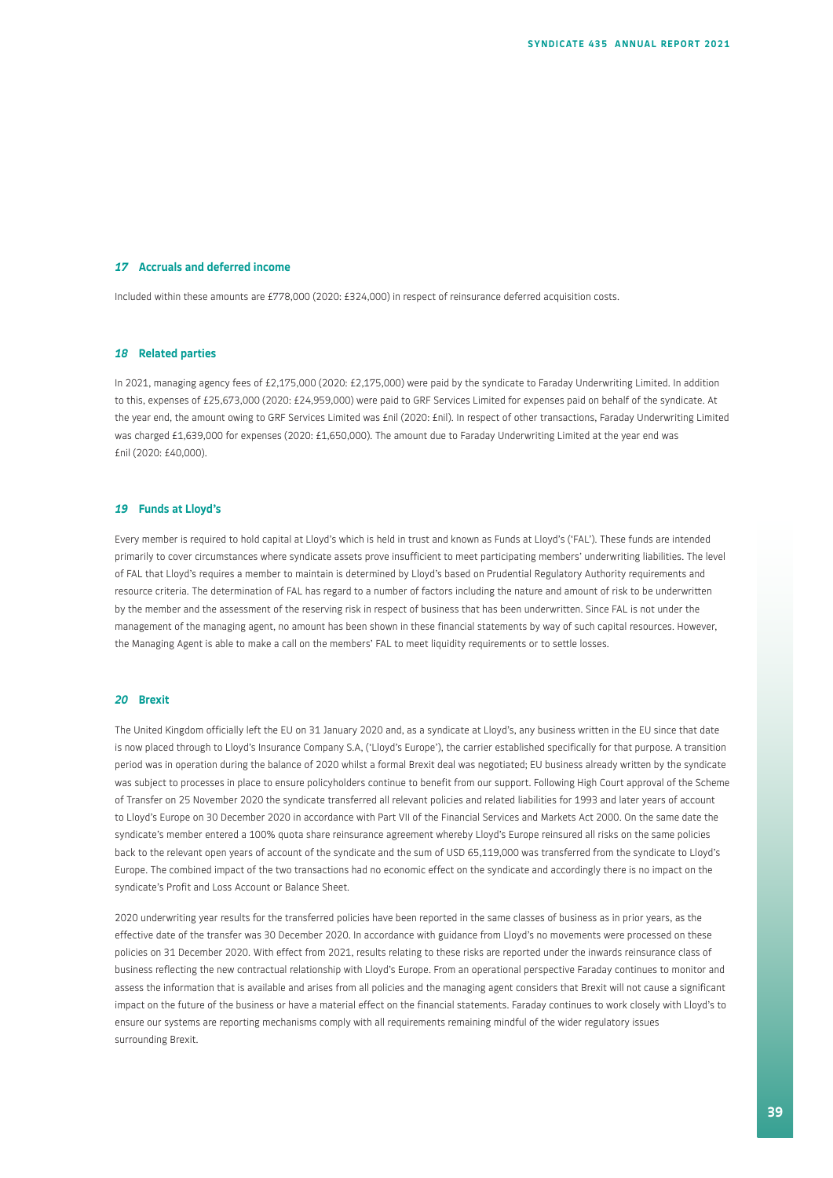## 17 Accruals and deferred income

Included within these amounts are £778,000 (2020: £324,000) in respect of reinsurance deferred acquisition costs.

## 18 Related parties

In 2021, managing agency fees of £2,175,000 (2020: £2,175,000) were paid by the syndicate to Faraday Underwriting Limited. In addition to this, expenses of £25,673,000 (2020: £24,959,000) were paid to GRF Services Limited for expenses paid on behalf of the syndicate. At the year end, the amount owing to GRF Services Limited was £nil (2020: £nil). In respect of other transactions, Faraday Underwriting Limited was charged £1,639,000 for expenses (2020: £1,650,000). The amount due to Faraday Underwriting Limited at the year end was £nil (2020: £40,000).

## 19 Funds at Lloyd's

Every member is required to hold capital at Lloyd's which is held in trust and known as Funds at Lloyd's ('FAL'). These funds are intended primarily to cover circumstances where syndicate assets prove insufficient to meet participating members' underwriting liabilities. The level of FAL that Lloyd's requires a member to maintain is determined by Lloyd's based on Prudential Regulatory Authority requirements and resource criteria. The determination of FAL has regard to a number of factors including the nature and amount of risk to be underwritten by the member and the assessment of the reserving risk in respect of business that has been underwritten. Since FAL is not under the management of the managing agent, no amount has been shown in these financial statements by way of such capital resources. However, the Managing Agent is able to make a call on the members' FAL to meet liquidity requirements or to settle losses.

## 20 Brexit

The United Kingdom officially left the EU on 31 January 2020 and, as a syndicate at Lloyd's, any business written in the EU since that date is now placed through to Lloyd's Insurance Company S.A, ('Lloyd's Europe'), the carrier established specifically for that purpose. A transition period was in operation during the balance of 2020 whilst a formal Brexit deal was negotiated; EU business already written by the syndicate was subject to processes in place to ensure policyholders continue to benefit from our support. Following High Court approval of the Scheme of Transfer on 25 November 2020 the syndicate transferred all relevant policies and related liabilities for 1993 and later years of account to Lloyd's Europe on 30 December 2020 in accordance with Part VII of the Financial Services and Markets Act 2000. On the same date the syndicate's member entered a 100% quota share reinsurance agreement whereby Lloyd's Europe reinsured all risks on the same policies back to the relevant open years of account of the syndicate and the sum of USD 65,119,000 was transferred from the syndicate to Lloyd's Europe. The combined impact of the two transactions had no economic effect on the syndicate and accordingly there is no impact on the syndicate's Profit and Loss Account or Balance Sheet.

2020 underwriting year results for the transferred policies have been reported in the same classes of business as in prior years, as the effective date of the transfer was 30 December 2020. In accordance with guidance from Lloyd's no movements were processed on these policies on 31 December 2020. With effect from 2021, results relating to these risks are reported under the inwards reinsurance class of business reflecting the new contractual relationship with Lloyd's Europe. From an operational perspective Faraday continues to monitor and assess the information that is available and arises from all policies and the managing agent considers that Brexit will not cause a significant impact on the future of the business or have a material effect on the financial statements. Faraday continues to work closely with Lloyd's to ensure our systems are reporting mechanisms comply with all requirements remaining mindful of the wider regulatory issues surrounding Brexit.